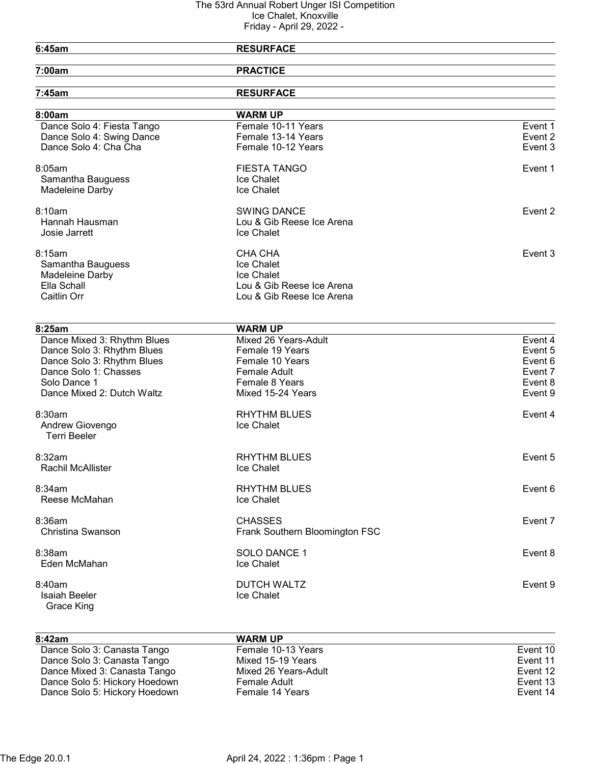# The 53rd Annual Robert Unger ISI Competition

Ice Chalet, Knoxville

Friday - April 29, 2022 -

| | | |
|---|---|---|
| **6:45am** | **RESURFACE** | |
| **7:00am** | **PRACTICE** | |
| **7:45am** | **RESURFACE** | |
| **8:00am** | **WARM UP** | |
| Dance Solo 4: Fiesta Tango | Female 10-11 Years | Event 1 |
| Dance Solo 4: Swing Dance | Female 13-14 Years | Event 2 |
| Dance Solo 4: Cha Cha | Female 10-12 Years | Event 3 |
| 8:05am | FIESTA TANGO | Event 1 |
| Samantha Bauguess | Ice Chalet | |
| Madeleine Darby | Ice Chalet | |
| 8:10am | SWING DANCE | Event 2 |
| Hannah Hausman | Lou & Gib Reese Ice Arena | |
| Josie Jarrett | Ice Chalet | |
| 8:15am | CHA CHA | Event 3 |
| Samantha Bauguess | Ice Chalet | |
| Madeleine Darby | Ice Chalet | |
| Ella Schall | Lou & Gib Reese Ice Arena | |
| Caitlin Orr | Lou & Gib Reese Ice Arena | |
| **8:25am** | **WARM UP** | |
| Dance Mixed 3: Rhythm Blues | Mixed 26 Years-Adult | Event 4 |
| Dance Solo 3: Rhythm Blues | Female 19 Years | Event 5 |
| Dance Solo 3: Rhythm Blues | Female 10 Years | Event 6 |
| Dance Solo 1: Chasses | Female Adult | Event 7 |
| Solo Dance 1 | Female 8 Years | Event 8 |
| Dance Mixed 2: Dutch Waltz | Mixed 15-24 Years | Event 9 |
| 8:30am | RHYTHM BLUES | Event 4 |
| Andrew Giovengo / Terri Beeler | Ice Chalet | |
| 8:32am | RHYTHM BLUES | Event 5 |
| Rachil McAllister | Ice Chalet | |
| 8:34am | RHYTHM BLUES | Event 6 |
| Reese McMahan | Ice Chalet | |
| 8:36am | CHASSES | Event 7 |
| Christina Swanson | Frank Southern Bloomington FSC | |
| 8:38am | SOLO DANCE 1 | Event 8 |
| Eden McMahan | Ice Chalet | |
| 8:40am | DUTCH WALTZ | Event 9 |
| Isaiah Beeler / Grace King | Ice Chalet | |
| **8:42am** | **WARM UP** | |
| Dance Solo 3: Canasta Tango | Female 10-13 Years | Event 10 |
| Dance Solo 3: Canasta Tango | Mixed 15-19 Years | Event 11 |
| Dance Mixed 3: Canasta Tango | Mixed 26 Years-Adult | Event 12 |
| Dance Solo 5: Hickory Hoedown | Female Adult | Event 13 |
| Dance Solo 5: Hickory Hoedown | Female 14 Years | Event 14 |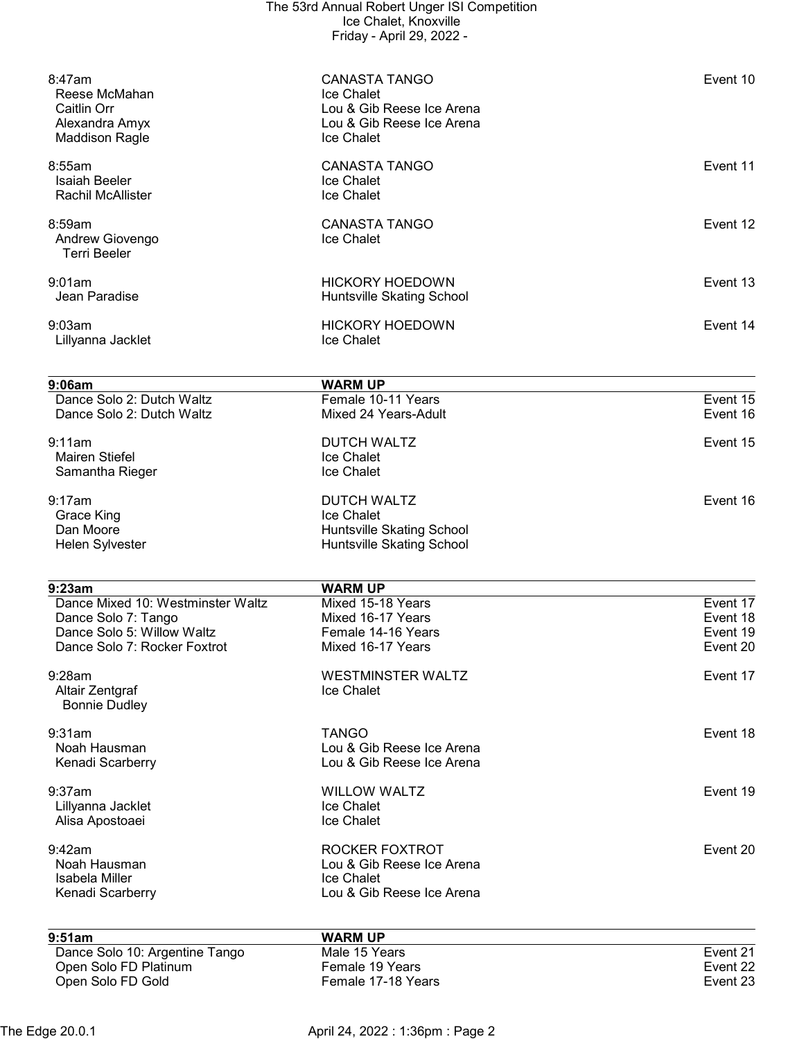8:47am | CANASTA TANGO | Event 10
Reese McMahan | Ice Chalet
Caitlin Orr | Lou & Gib Reese Ice Arena
Alexandra Amyx | Lou & Gib Reese Ice Arena
Maddison Ragle | Ice Chalet

8:55am | CANASTA TANGO | Event 11
Isaiah Beeler | Ice Chalet
Rachil McAllister | Ice Chalet

8:59am | CANASTA TANGO | Event 12
Andrew Giovengo | Ice Chalet
Terri Beeler

9:01am | HICKORY HOEDOWN | Event 13
Jean Paradise | Huntsville Skating School

9:03am | HICKORY HOEDOWN | Event 14
Lillyanna Jacklet | Ice Chalet

| **9:06am** | **WARM UP** | |
|---|---|---|
| Dance Solo 2: Dutch Waltz | Female 10-11 Years | Event 15 |
| Dance Solo 2: Dutch Waltz | Mixed 24 Years-Adult | Event 16 |

9:11am | DUTCH WALTZ | Event 15
Mairen Stiefel | Ice Chalet
Samantha Rieger | Ice Chalet

9:17am | DUTCH WALTZ | Event 16
Grace King | Ice Chalet
Dan Moore | Huntsville Skating School
Helen Sylvester | Huntsville Skating School

| **9:23am** | **WARM UP** | |
|---|---|---|
| Dance Mixed 10: Westminster Waltz | Mixed 15-18 Years | Event 17 |
| Dance Solo 7: Tango | Mixed 16-17 Years | Event 18 |
| Dance Solo 5: Willow Waltz | Female 14-16 Years | Event 19 |
| Dance Solo 7: Rocker Foxtrot | Mixed 16-17 Years | Event 20 |

9:28am | WESTMINSTER WALTZ | Event 17
Altair Zentgraf | Ice Chalet
Bonnie Dudley

9:31am | TANGO | Event 18
Noah Hausman | Lou & Gib Reese Ice Arena
Kenadi Scarberry | Lou & Gib Reese Ice Arena

9:37am | WILLOW WALTZ | Event 19
Lillyanna Jacklet | Ice Chalet
Alisa Apostoaei | Ice Chalet

9:42am | ROCKER FOXTROT | Event 20
Noah Hausman | Lou & Gib Reese Ice Arena
Isabela Miller | Ice Chalet
Kenadi Scarberry | Lou & Gib Reese Ice Arena

| **9:51am** | **WARM UP** | |
|---|---|---|
| Dance Solo 10: Argentine Tango | Male 15 Years | Event 21 |
| Open Solo FD Platinum | Female 19 Years | Event 22 |
| Open Solo FD Gold | Female 17-18 Years | Event 23 |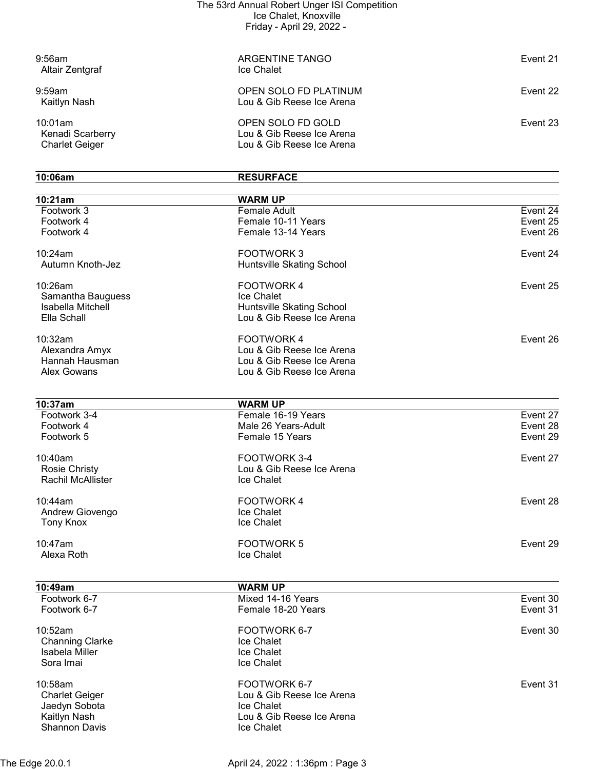| | | |
|---|---|---|
| 9:56am | ARGENTINE TANGO | Event 21 |
| Altair Zentgraf | Ice Chalet | |
| | | |
| 9:59am | OPEN SOLO FD PLATINUM | Event 22 |
| Kaitlyn Nash | Lou & Gib Reese Ice Arena | |
| | | |
| 10:01am | OPEN SOLO FD GOLD | Event 23 |
| Kenadi Scarberry | Lou & Gib Reese Ice Arena | |
| Charlet Geiger | Lou & Gib Reese Ice Arena | |

| **10:06am** | **RESURFACE** | |
|---|---|---|

| **10:21am** | **WARM UP** | |
|---|---|---|
| Footwork 3 | Female Adult | Event 24 |
| Footwork 4 | Female 10-11 Years | Event 25 |
| Footwork 4 | Female 13-14 Years | Event 26 |
| | | |
| 10:24am | FOOTWORK 3 | Event 24 |
| Autumn Knoth-Jez | Huntsville Skating School | |
| | | |
| 10:26am | FOOTWORK 4 | Event 25 |
| Samantha Bauguess | Ice Chalet | |
| Isabella Mitchell | Huntsville Skating School | |
| Ella Schall | Lou & Gib Reese Ice Arena | |
| | | |
| 10:32am | FOOTWORK 4 | Event 26 |
| Alexandra Amyx | Lou & Gib Reese Ice Arena | |
| Hannah Hausman | Lou & Gib Reese Ice Arena | |
| Alex Gowans | Lou & Gib Reese Ice Arena | |

| **10:37am** | **WARM UP** | |
|---|---|---|
| Footwork 3-4 | Female 16-19 Years | Event 27 |
| Footwork 4 | Male 26 Years-Adult | Event 28 |
| Footwork 5 | Female 15 Years | Event 29 |
| | | |
| 10:40am | FOOTWORK 3-4 | Event 27 |
| Rosie Christy | Lou & Gib Reese Ice Arena | |
| Rachil McAllister | Ice Chalet | |
| | | |
| 10:44am | FOOTWORK 4 | Event 28 |
| Andrew Giovengo | Ice Chalet | |
| Tony Knox | Ice Chalet | |
| | | |
| 10:47am | FOOTWORK 5 | Event 29 |
| Alexa Roth | Ice Chalet | |

| **10:49am** | **WARM UP** | |
|---|---|---|
| Footwork 6-7 | Mixed 14-16 Years | Event 30 |
| Footwork 6-7 | Female 18-20 Years | Event 31 |
| | | |
| 10:52am | FOOTWORK 6-7 | Event 30 |
| Channing Clarke | Ice Chalet | |
| Isabela Miller | Ice Chalet | |
| Sora Imai | Ice Chalet | |
| | | |
| 10:58am | FOOTWORK 6-7 | Event 31 |
| Charlet Geiger | Lou & Gib Reese Ice Arena | |
| Jaedyn Sobota | Ice Chalet | |
| Kaitlyn Nash | Lou & Gib Reese Ice Arena | |
| Shannon Davis | Ice Chalet | |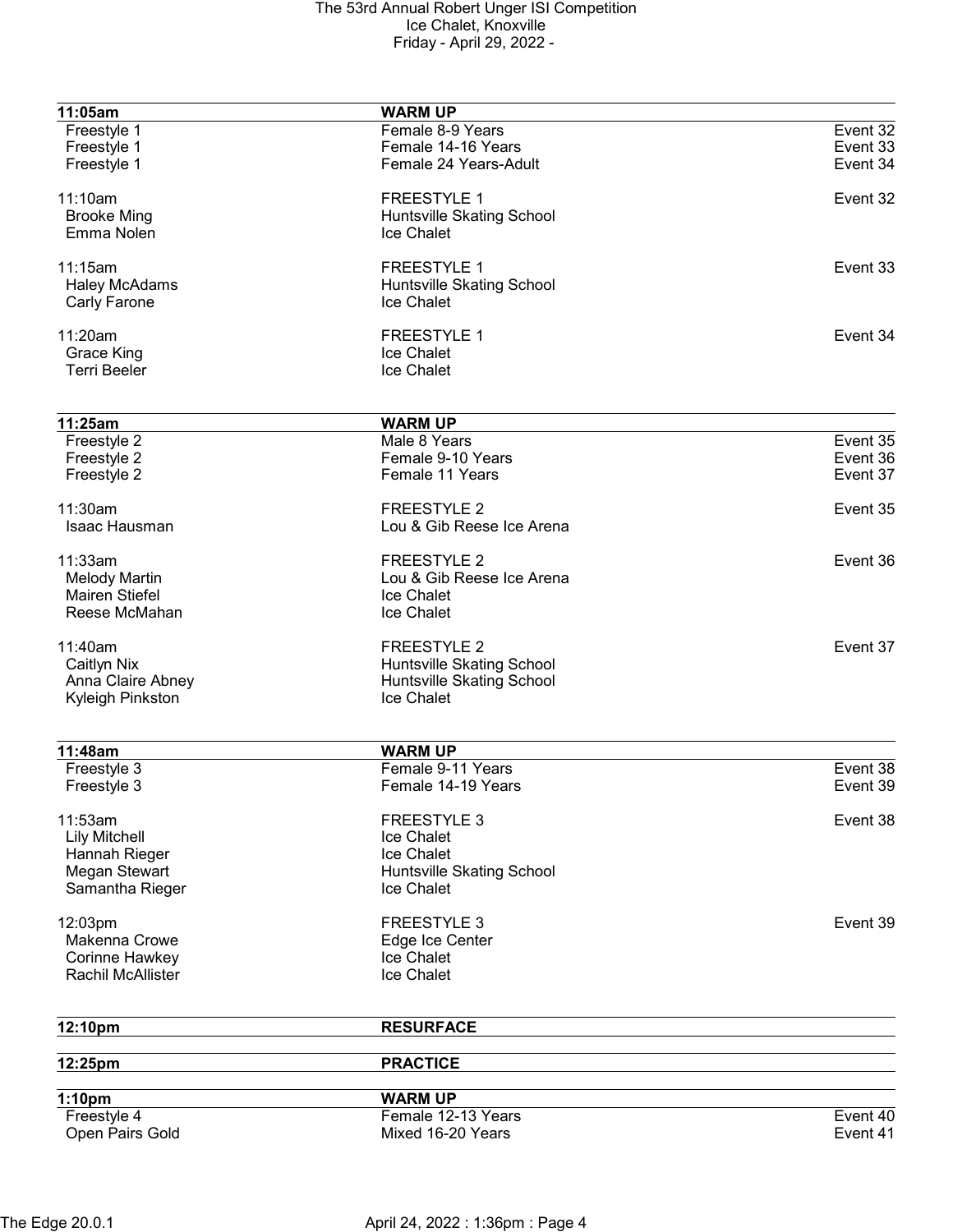| 11:05am | WARM UP | |
|---|---|---|
| Freestyle 1 | Female 8-9 Years | Event 32 |
| Freestyle 1 | Female 14-16 Years | Event 33 |
| Freestyle 1 | Female 24 Years-Adult | Event 34 |
| | | |
| 11:10am | FREESTYLE 1 | Event 32 |
| Brooke Ming | Huntsville Skating School | |
| Emma Nolen | Ice Chalet | |
| | | |
| 11:15am | FREESTYLE 1 | Event 33 |
| Haley McAdams | Huntsville Skating School | |
| Carly Farone | Ice Chalet | |
| | | |
| 11:20am | FREESTYLE 1 | Event 34 |
| Grace King | Ice Chalet | |
| Terri Beeler | Ice Chalet | |

| 11:25am | WARM UP | |
|---|---|---|
| Freestyle 2 | Male 8 Years | Event 35 |
| Freestyle 2 | Female 9-10 Years | Event 36 |
| Freestyle 2 | Female 11 Years | Event 37 |
| | | |
| 11:30am | FREESTYLE 2 | Event 35 |
| Isaac Hausman | Lou & Gib Reese Ice Arena | |
| | | |
| 11:33am | FREESTYLE 2 | Event 36 |
| Melody Martin | Lou & Gib Reese Ice Arena | |
| Mairen Stiefel | Ice Chalet | |
| Reese McMahan | Ice Chalet | |
| | | |
| 11:40am | FREESTYLE 2 | Event 37 |
| Caitlyn Nix | Huntsville Skating School | |
| Anna Claire Abney | Huntsville Skating School | |
| Kyleigh Pinkston | Ice Chalet | |

| 11:48am | WARM UP | |
|---|---|---|
| Freestyle 3 | Female 9-11 Years | Event 38 |
| Freestyle 3 | Female 14-19 Years | Event 39 |
| | | |
| 11:53am | FREESTYLE 3 | Event 38 |
| Lily Mitchell | Ice Chalet | |
| Hannah Rieger | Ice Chalet | |
| Megan Stewart | Huntsville Skating School | |
| Samantha Rieger | Ice Chalet | |
| | | |
| 12:03pm | FREESTYLE 3 | Event 39 |
| Makenna Crowe | Edge Ice Center | |
| Corinne Hawkey | Ice Chalet | |
| Rachil McAllister | Ice Chalet | |

| 12:10pm | RESURFACE | |
|---|---|---|

| 12:25pm | PRACTICE | |
|---|---|---|

| 1:10pm | WARM UP | |
|---|---|---|
| Freestyle 4 | Female 12-13 Years | Event 40 |
| Open Pairs Gold | Mixed 16-20 Years | Event 41 |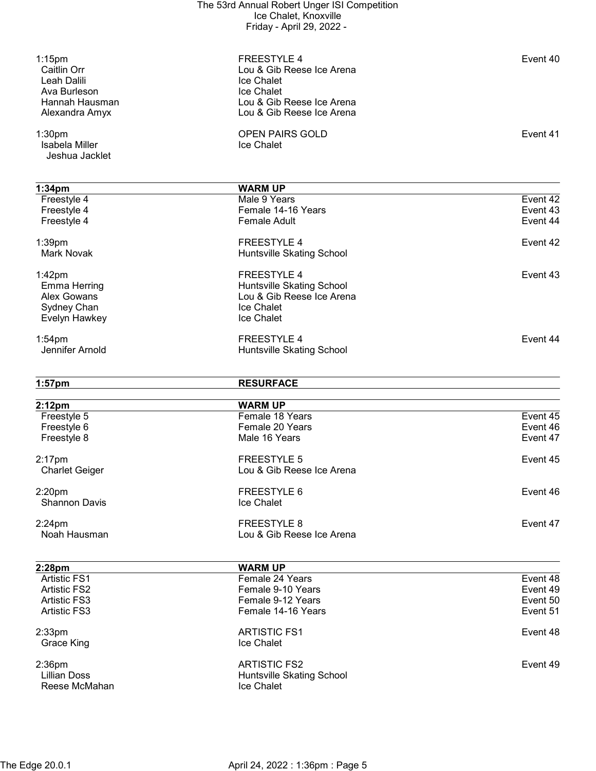| | | |
|---|---|---|
| 1:15pm | FREESTYLE 4 | Event 40 |
| Caitlin Orr | Lou & Gib Reese Ice Arena | |
| Leah Dalili | Ice Chalet | |
| Ava Burleson | Ice Chalet | |
| Hannah Hausman | Lou & Gib Reese Ice Arena | |
| Alexandra Amyx | Lou & Gib Reese Ice Arena | |
| 1:30pm | OPEN PAIRS GOLD | Event 41 |
| Isabela Miller | Ice Chalet | |
| Jeshua Jacklet | | |

| **1:34pm** | **WARM UP** | |
|---|---|---|
| Freestyle 4 | Male 9 Years | Event 42 |
| Freestyle 4 | Female 14-16 Years | Event 43 |
| Freestyle 4 | Female Adult | Event 44 |
| 1:39pm | FREESTYLE 4 | Event 42 |
| Mark Novak | Huntsville Skating School | |
| 1:42pm | FREESTYLE 4 | Event 43 |
| Emma Herring | Huntsville Skating School | |
| Alex Gowans | Lou & Gib Reese Ice Arena | |
| Sydney Chan | Ice Chalet | |
| Evelyn Hawkey | Ice Chalet | |
| 1:54pm | FREESTYLE 4 | Event 44 |
| Jennifer Arnold | Huntsville Skating School | |

| **1:57pm** | **RESURFACE** | |
|---|---|---|

| **2:12pm** | **WARM UP** | |
|---|---|---|
| Freestyle 5 | Female 18 Years | Event 45 |
| Freestyle 6 | Female 20 Years | Event 46 |
| Freestyle 8 | Male 16 Years | Event 47 |
| 2:17pm | FREESTYLE 5 | Event 45 |
| Charlet Geiger | Lou & Gib Reese Ice Arena | |
| 2:20pm | FREESTYLE 6 | Event 46 |
| Shannon Davis | Ice Chalet | |
| 2:24pm | FREESTYLE 8 | Event 47 |
| Noah Hausman | Lou & Gib Reese Ice Arena | |

| **2:28pm** | **WARM UP** | |
|---|---|---|
| Artistic FS1 | Female 24 Years | Event 48 |
| Artistic FS2 | Female 9-10 Years | Event 49 |
| Artistic FS3 | Female 9-12 Years | Event 50 |
| Artistic FS3 | Female 14-16 Years | Event 51 |
| 2:33pm | ARTISTIC FS1 | Event 48 |
| Grace King | Ice Chalet | |
| 2:36pm | ARTISTIC FS2 | Event 49 |
| Lillian Doss | Huntsville Skating School | |
| Reese McMahan | Ice Chalet | |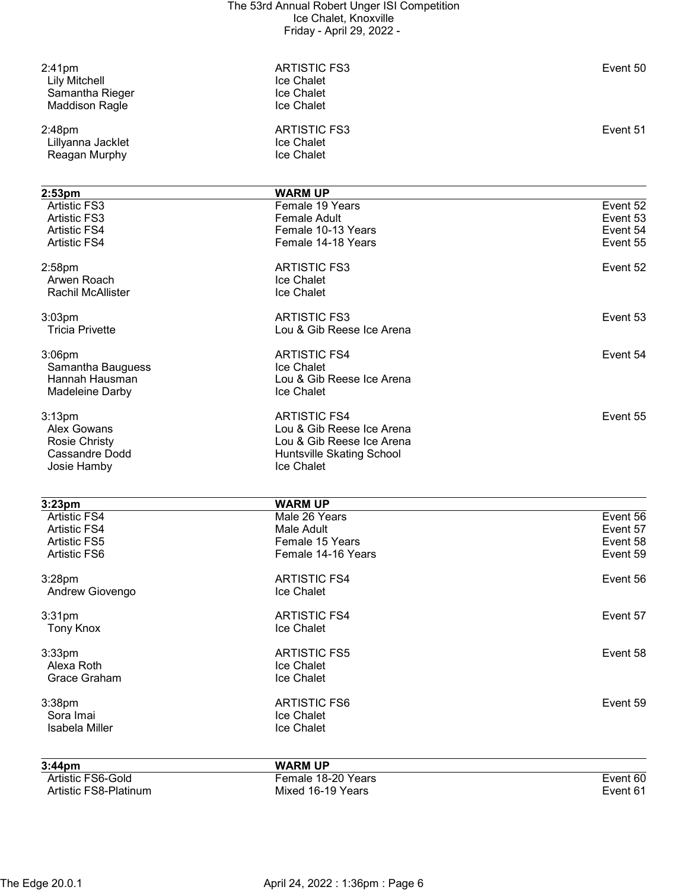| | | |
|---|---|---|
| 2:41pm | ARTISTIC FS3 | Event 50 |
| Lily Mitchell | Ice Chalet | |
| Samantha Rieger | Ice Chalet | |
| Maddison Ragle | Ice Chalet | |
| | | |
| 2:48pm | ARTISTIC FS3 | Event 51 |
| Lillyanna Jacklet | Ice Chalet | |
| Reagan Murphy | Ice Chalet | |

| **2:53pm** | **WARM UP** | |
|---|---|---|
| Artistic FS3 | Female 19 Years | Event 52 |
| Artistic FS3 | Female Adult | Event 53 |
| Artistic FS4 | Female 10-13 Years | Event 54 |
| Artistic FS4 | Female 14-18 Years | Event 55 |
| | | |
| 2:58pm | ARTISTIC FS3 | Event 52 |
| Arwen Roach | Ice Chalet | |
| Rachil McAllister | Ice Chalet | |
| | | |
| 3:03pm | ARTISTIC FS3 | Event 53 |
| Tricia Privette | Lou & Gib Reese Ice Arena | |
| | | |
| 3:06pm | ARTISTIC FS4 | Event 54 |
| Samantha Bauguess | Ice Chalet | |
| Hannah Hausman | Lou & Gib Reese Ice Arena | |
| Madeleine Darby | Ice Chalet | |
| | | |
| 3:13pm | ARTISTIC FS4 | Event 55 |
| Alex Gowans | Lou & Gib Reese Ice Arena | |
| Rosie Christy | Lou & Gib Reese Ice Arena | |
| Cassandre Dodd | Huntsville Skating School | |
| Josie Hamby | Ice Chalet | |

| **3:23pm** | **WARM UP** | |
|---|---|---|
| Artistic FS4 | Male 26 Years | Event 56 |
| Artistic FS4 | Male Adult | Event 57 |
| Artistic FS5 | Female 15 Years | Event 58 |
| Artistic FS6 | Female 14-16 Years | Event 59 |
| | | |
| 3:28pm | ARTISTIC FS4 | Event 56 |
| Andrew Giovengo | Ice Chalet | |
| | | |
| 3:31pm | ARTISTIC FS4 | Event 57 |
| Tony Knox | Ice Chalet | |
| | | |
| 3:33pm | ARTISTIC FS5 | Event 58 |
| Alexa Roth | Ice Chalet | |
| Grace Graham | Ice Chalet | |
| | | |
| 3:38pm | ARTISTIC FS6 | Event 59 |
| Sora Imai | Ice Chalet | |
| Isabela Miller | Ice Chalet | |

| **3:44pm** | **WARM UP** | |
|---|---|---|
| Artistic FS6-Gold | Female 18-20 Years | Event 60 |
| Artistic FS8-Platinum | Mixed 16-19 Years | Event 61 |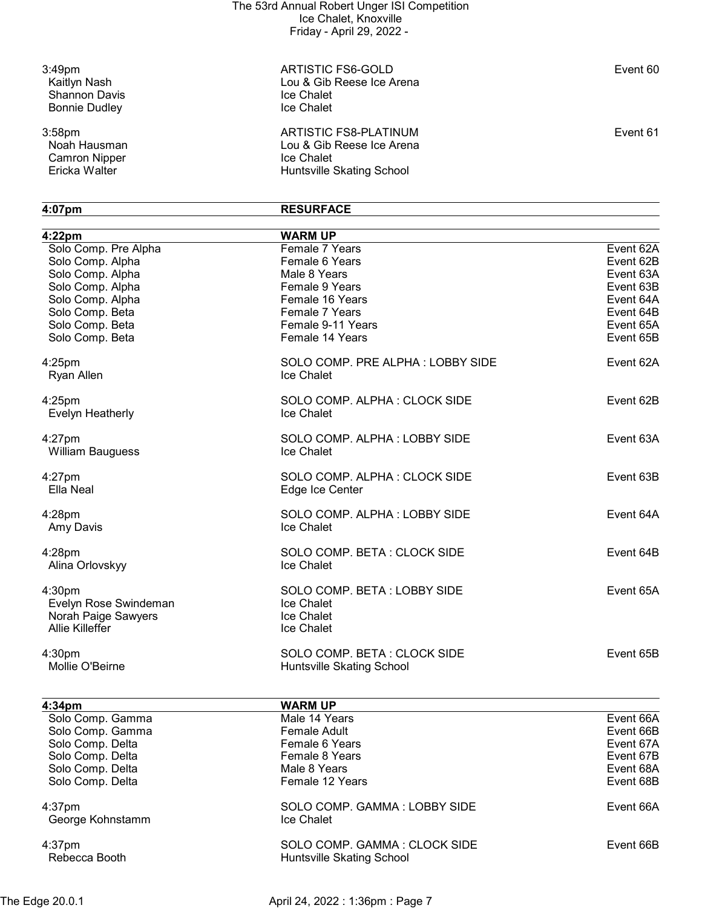3:49pm ARTISTIC FS6-GOLD Event 60

| | | |
|---|---|---|
| Kaitlyn Nash | Lou & Gib Reese Ice Arena | |
| Shannon Davis | Ice Chalet | |
| Bonnie Dudley | Ice Chalet | |

3:58pm ARTISTIC FS8-PLATINUM Event 61

| | | |
|---|---|---|
| Noah Hausman | Lou & Gib Reese Ice Arena | |
| Camron Nipper | Ice Chalet | |
| Ericka Walter | Huntsville Skating School | |

**4:07pm RESURFACE**

**4:22pm WARM UP**

| | | |
|---|---|---|
| Solo Comp. Pre Alpha | Female 7 Years | Event 62A |
| Solo Comp. Alpha | Female 6 Years | Event 62B |
| Solo Comp. Alpha | Male 8 Years | Event 63A |
| Solo Comp. Alpha | Female 9 Years | Event 63B |
| Solo Comp. Alpha | Female 16 Years | Event 64A |
| Solo Comp. Beta | Female 7 Years | Event 64B |
| Solo Comp. Beta | Female 9-11 Years | Event 65A |
| Solo Comp. Beta | Female 14 Years | Event 65B |

4:25pm SOLO COMP. PRE ALPHA : LOBBY SIDE Event 62A

Ryan Allen — Ice Chalet

4:25pm SOLO COMP. ALPHA : CLOCK SIDE Event 62B

Evelyn Heatherly — Ice Chalet

4:27pm SOLO COMP. ALPHA : LOBBY SIDE Event 63A

William Bauguess — Ice Chalet

4:27pm SOLO COMP. ALPHA : CLOCK SIDE Event 63B

Ella Neal — Edge Ice Center

4:28pm SOLO COMP. ALPHA : LOBBY SIDE Event 64A

Amy Davis — Ice Chalet

4:28pm SOLO COMP. BETA : CLOCK SIDE Event 64B

Alina Orlovskyy — Ice Chalet

4:30pm SOLO COMP. BETA : LOBBY SIDE Event 65A

| | | |
|---|---|---|
| Evelyn Rose Swindeman | Ice Chalet | |
| Norah Paige Sawyers | Ice Chalet | |
| Allie Killeffer | Ice Chalet | |

4:30pm SOLO COMP. BETA : CLOCK SIDE Event 65B

Mollie O'Beirne — Huntsville Skating School

**4:34pm WARM UP**

| | | |
|---|---|---|
| Solo Comp. Gamma | Male 14 Years | Event 66A |
| Solo Comp. Gamma | Female Adult | Event 66B |
| Solo Comp. Delta | Female 6 Years | Event 67A |
| Solo Comp. Delta | Female 8 Years | Event 67B |
| Solo Comp. Delta | Male 8 Years | Event 68A |
| Solo Comp. Delta | Female 12 Years | Event 68B |

4:37pm SOLO COMP. GAMMA : LOBBY SIDE Event 66A

George Kohnstamm — Ice Chalet

4:37pm SOLO COMP. GAMMA : CLOCK SIDE Event 66B

Rebecca Booth — Huntsville Skating School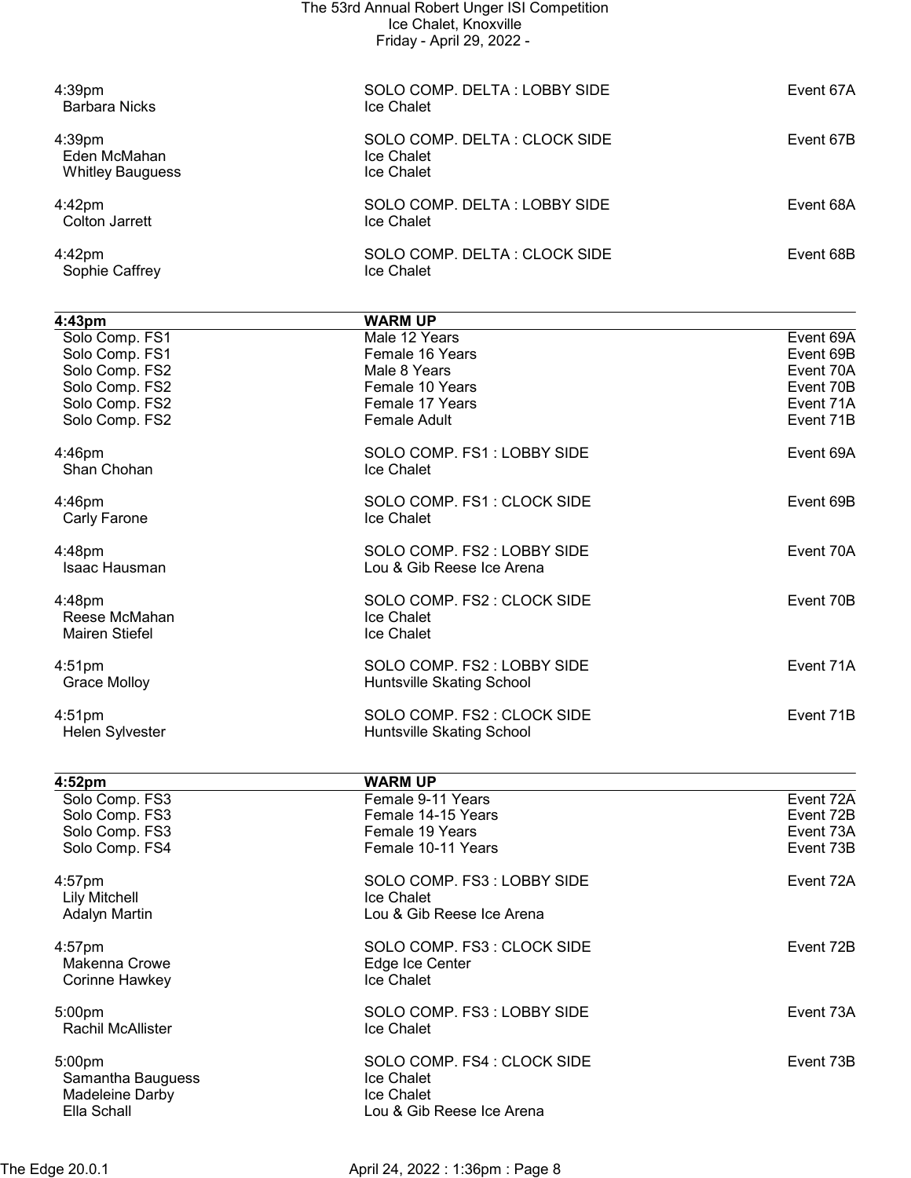| Time / Skater | Event / Club | Event No. |
|---|---|---|
| 4:39pm | SOLO COMP. DELTA : LOBBY SIDE | Event 67A |
| Barbara Nicks | Ice Chalet | |
| 4:39pm | SOLO COMP. DELTA : CLOCK SIDE | Event 67B |
| Eden McMahan | Ice Chalet | |
| Whitley Bauguess | Ice Chalet | |
| 4:42pm | SOLO COMP. DELTA : LOBBY SIDE | Event 68A |
| Colton Jarrett | Ice Chalet | |
| 4:42pm | SOLO COMP. DELTA : CLOCK SIDE | Event 68B |
| Sophie Caffrey | Ice Chalet | |

| **4:43pm** | **WARM UP** | |
|---|---|---|
| Solo Comp. FS1 | Male 12 Years | Event 69A |
| Solo Comp. FS1 | Female 16 Years | Event 69B |
| Solo Comp. FS2 | Male 8 Years | Event 70A |
| Solo Comp. FS2 | Female 10 Years | Event 70B |
| Solo Comp. FS2 | Female 17 Years | Event 71A |
| Solo Comp. FS2 | Female Adult | Event 71B |

| Time / Skater | Event / Club | Event No. |
|---|---|---|
| 4:46pm | SOLO COMP. FS1 : LOBBY SIDE | Event 69A |
| Shan Chohan | Ice Chalet | |
| 4:46pm | SOLO COMP. FS1 : CLOCK SIDE | Event 69B |
| Carly Farone | Ice Chalet | |
| 4:48pm | SOLO COMP. FS2 : LOBBY SIDE | Event 70A |
| Isaac Hausman | Lou & Gib Reese Ice Arena | |
| 4:48pm | SOLO COMP. FS2 : CLOCK SIDE | Event 70B |
| Reese McMahan | Ice Chalet | |
| Mairen Stiefel | Ice Chalet | |
| 4:51pm | SOLO COMP. FS2 : LOBBY SIDE | Event 71A |
| Grace Molloy | Huntsville Skating School | |
| 4:51pm | SOLO COMP. FS2 : CLOCK SIDE | Event 71B |
| Helen Sylvester | Huntsville Skating School | |

| **4:52pm** | **WARM UP** | |
|---|---|---|
| Solo Comp. FS3 | Female 9-11 Years | Event 72A |
| Solo Comp. FS3 | Female 14-15 Years | Event 72B |
| Solo Comp. FS3 | Female 19 Years | Event 73A |
| Solo Comp. FS4 | Female 10-11 Years | Event 73B |

| Time / Skater | Event / Club | Event No. |
|---|---|---|
| 4:57pm | SOLO COMP. FS3 : LOBBY SIDE | Event 72A |
| Lily Mitchell | Ice Chalet | |
| Adalyn Martin | Lou & Gib Reese Ice Arena | |
| 4:57pm | SOLO COMP. FS3 : CLOCK SIDE | Event 72B |
| Makenna Crowe | Edge Ice Center | |
| Corinne Hawkey | Ice Chalet | |
| 5:00pm | SOLO COMP. FS3 : LOBBY SIDE | Event 73A |
| Rachil McAllister | Ice Chalet | |
| 5:00pm | SOLO COMP. FS4 : CLOCK SIDE | Event 73B |
| Samantha Bauguess | Ice Chalet | |
| Madeleine Darby | Ice Chalet | |
| Ella Schall | Lou & Gib Reese Ice Arena | |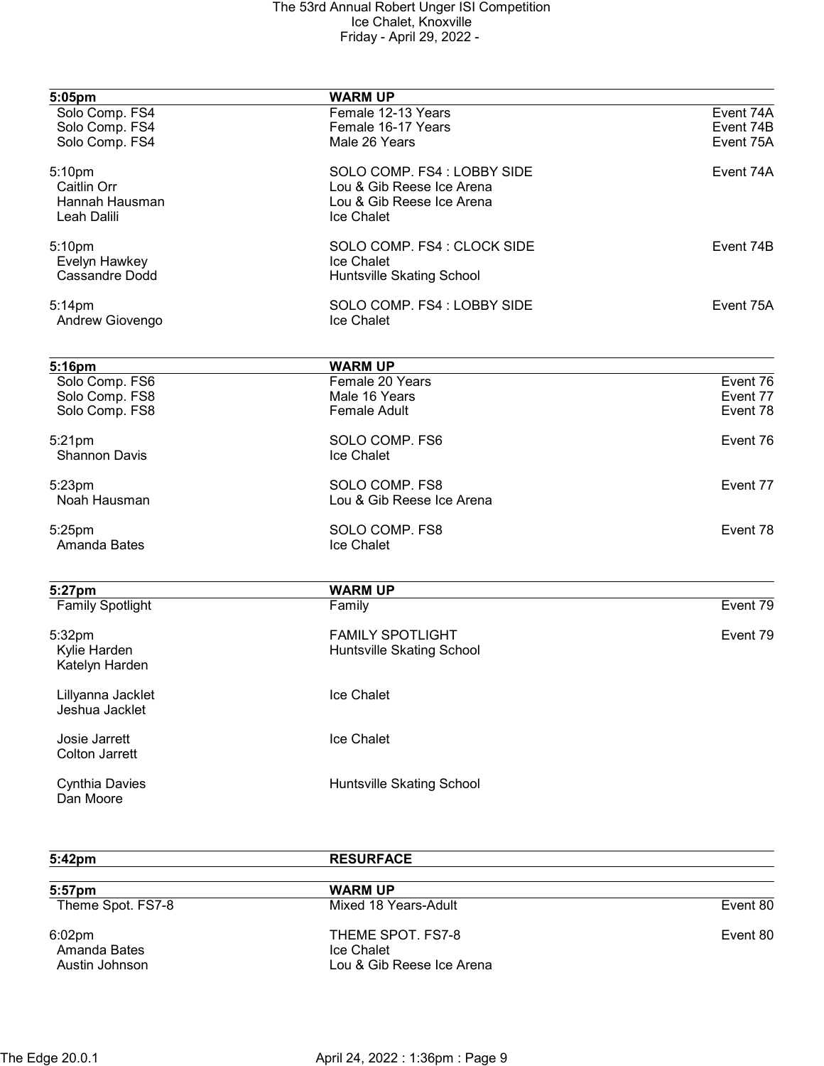| 5:05pm | WARM UP | |
|---|---|---|
| Solo Comp. FS4 | Female 12-13 Years | Event 74A |
| Solo Comp. FS4 | Female 16-17 Years | Event 74B |
| Solo Comp. FS4 | Male 26 Years | Event 75A |
| | | |
| 5:10pm | SOLO COMP. FS4 : LOBBY SIDE | Event 74A |
| Caitlin Orr | Lou & Gib Reese Ice Arena | |
| Hannah Hausman | Lou & Gib Reese Ice Arena | |
| Leah Dalili | Ice Chalet | |
| | | |
| 5:10pm | SOLO COMP. FS4 : CLOCK SIDE | Event 74B |
| Evelyn Hawkey | Ice Chalet | |
| Cassandre Dodd | Huntsville Skating School | |
| | | |
| 5:14pm | SOLO COMP. FS4 : LOBBY SIDE | Event 75A |
| Andrew Giovengo | Ice Chalet | |

| 5:16pm | WARM UP | |
|---|---|---|
| Solo Comp. FS6 | Female 20 Years | Event 76 |
| Solo Comp. FS8 | Male 16 Years | Event 77 |
| Solo Comp. FS8 | Female Adult | Event 78 |
| | | |
| 5:21pm | SOLO COMP. FS6 | Event 76 |
| Shannon Davis | Ice Chalet | |
| | | |
| 5:23pm | SOLO COMP. FS8 | Event 77 |
| Noah Hausman | Lou & Gib Reese Ice Arena | |
| | | |
| 5:25pm | SOLO COMP. FS8 | Event 78 |
| Amanda Bates | Ice Chalet | |

| 5:27pm | WARM UP | |
|---|---|---|
| Family Spotlight | Family | Event 79 |
| | | |
| 5:32pm | FAMILY SPOTLIGHT | Event 79 |
| Kylie Harden | Huntsville Skating School | |
| Katelyn Harden | | |
| | | |
| Lillyanna Jacklet | Ice Chalet | |
| Jeshua Jacklet | | |
| | | |
| Josie Jarrett | Ice Chalet | |
| Colton Jarrett | | |
| | | |
| Cynthia Davies | Huntsville Skating School | |
| Dan Moore | | |

| 5:42pm | RESURFACE | |
|---|---|---|

| 5:57pm | WARM UP | |
|---|---|---|
| Theme Spot. FS7-8 | Mixed 18 Years-Adult | Event 80 |
| | | |
| 6:02pm | THEME SPOT. FS7-8 | Event 80 |
| Amanda Bates | Ice Chalet | |
| Austin Johnson | Lou & Gib Reese Ice Arena | |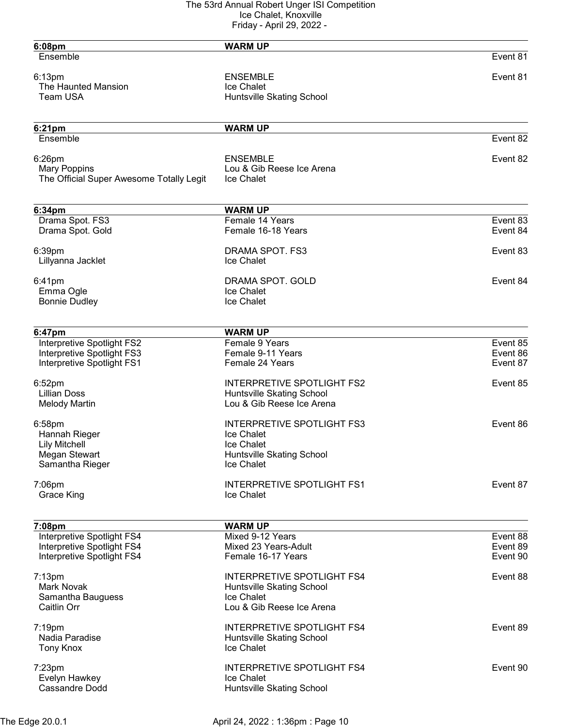| 6:08pm | WARM UP | |
|---|---|---|
| Ensemble | | Event 81 |
| | | |
| 6:13pm | ENSEMBLE | Event 81 |
| The Haunted Mansion | Ice Chalet | |
| Team USA | Huntsville Skating School | |

| 6:21pm | WARM UP | |
|---|---|---|
| Ensemble | | Event 82 |
| | | |
| 6:26pm | ENSEMBLE | Event 82 |
| Mary Poppins | Lou & Gib Reese Ice Arena | |
| The Official Super Awesome Totally Legit | Ice Chalet | |

| 6:34pm | WARM UP | |
|---|---|---|
| Drama Spot. FS3 | Female 14 Years | Event 83 |
| Drama Spot. Gold | Female 16-18 Years | Event 84 |
| | | |
| 6:39pm | DRAMA SPOT. FS3 | Event 83 |
| Lillyanna Jacklet | Ice Chalet | |
| | | |
| 6:41pm | DRAMA SPOT. GOLD | Event 84 |
| Emma Ogle | Ice Chalet | |
| Bonnie Dudley | Ice Chalet | |

| 6:47pm | WARM UP | |
|---|---|---|
| Interpretive Spotlight FS2 | Female 9 Years | Event 85 |
| Interpretive Spotlight FS3 | Female 9-11 Years | Event 86 |
| Interpretive Spotlight FS1 | Female 24 Years | Event 87 |
| | | |
| 6:52pm | INTERPRETIVE SPOTLIGHT FS2 | Event 85 |
| Lillian Doss | Huntsville Skating School | |
| Melody Martin | Lou & Gib Reese Ice Arena | |
| | | |
| 6:58pm | INTERPRETIVE SPOTLIGHT FS3 | Event 86 |
| Hannah Rieger | Ice Chalet | |
| Lily Mitchell | Ice Chalet | |
| Megan Stewart | Huntsville Skating School | |
| Samantha Rieger | Ice Chalet | |
| | | |
| 7:06pm | INTERPRETIVE SPOTLIGHT FS1 | Event 87 |
| Grace King | Ice Chalet | |

| 7:08pm | WARM UP | |
|---|---|---|
| Interpretive Spotlight FS4 | Mixed 9-12 Years | Event 88 |
| Interpretive Spotlight FS4 | Mixed 23 Years-Adult | Event 89 |
| Interpretive Spotlight FS4 | Female 16-17 Years | Event 90 |
| | | |
| 7:13pm | INTERPRETIVE SPOTLIGHT FS4 | Event 88 |
| Mark Novak | Huntsville Skating School | |
| Samantha Bauguess | Ice Chalet | |
| Caitlin Orr | Lou & Gib Reese Ice Arena | |
| | | |
| 7:19pm | INTERPRETIVE SPOTLIGHT FS4 | Event 89 |
| Nadia Paradise | Huntsville Skating School | |
| Tony Knox | Ice Chalet | |
| | | |
| 7:23pm | INTERPRETIVE SPOTLIGHT FS4 | Event 90 |
| Evelyn Hawkey | Ice Chalet | |
| Cassandre Dodd | Huntsville Skating School | |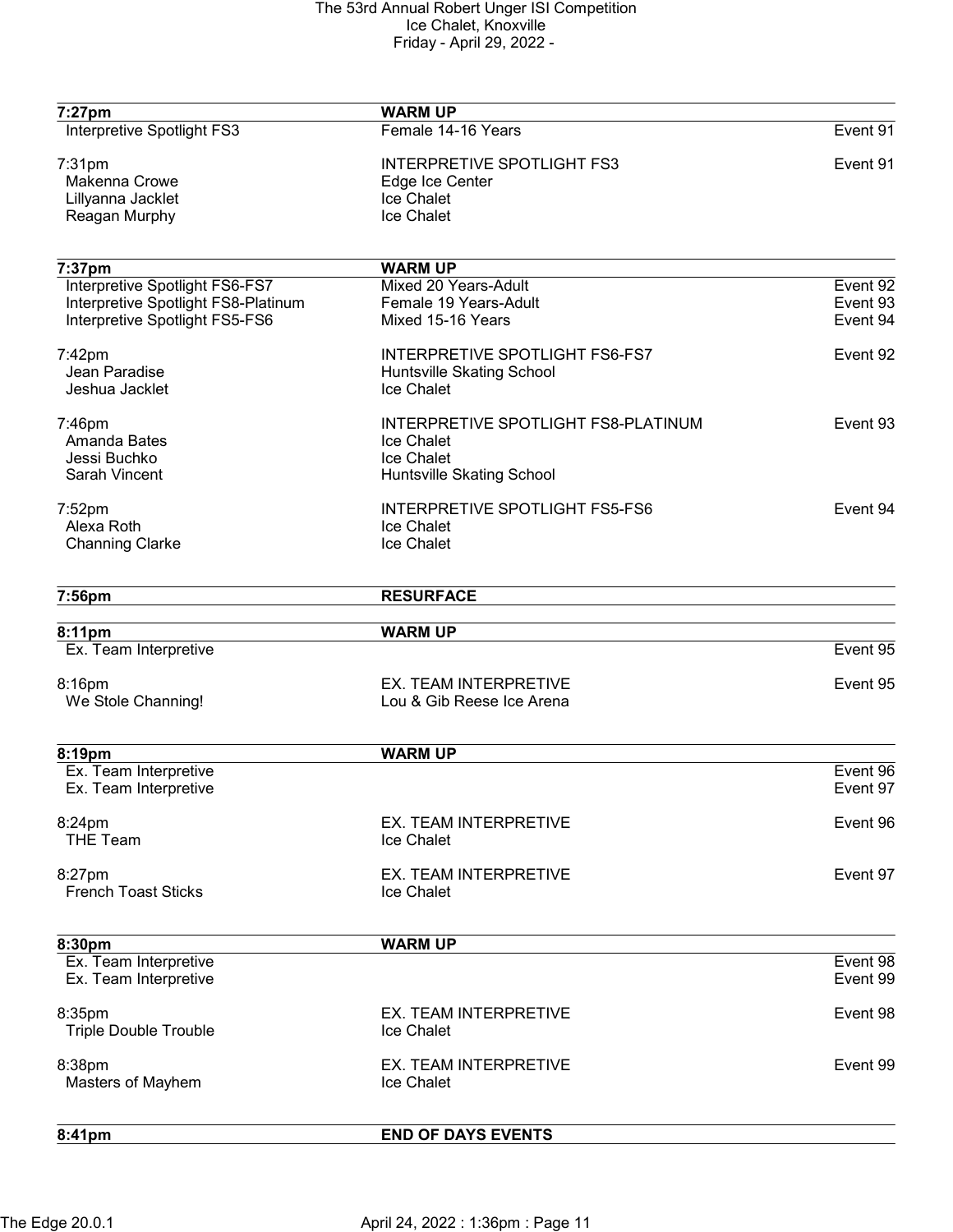| 7:27pm | WARM UP | |
|---|---|---|
| Interpretive Spotlight FS3 | Female 14-16 Years | Event 91 |
| | | |
| 7:31pm | INTERPRETIVE SPOTLIGHT FS3 | Event 91 |
| Makenna Crowe | Edge Ice Center | |
| Lillyanna Jacklet | Ice Chalet | |
| Reagan Murphy | Ice Chalet | |

| 7:37pm | WARM UP | |
|---|---|---|
| Interpretive Spotlight FS6-FS7 | Mixed 20 Years-Adult | Event 92 |
| Interpretive Spotlight FS8-Platinum | Female 19 Years-Adult | Event 93 |
| Interpretive Spotlight FS5-FS6 | Mixed 15-16 Years | Event 94 |
| | | |
| 7:42pm | INTERPRETIVE SPOTLIGHT FS6-FS7 | Event 92 |
| Jean Paradise | Huntsville Skating School | |
| Jeshua Jacklet | Ice Chalet | |
| | | |
| 7:46pm | INTERPRETIVE SPOTLIGHT FS8-PLATINUM | Event 93 |
| Amanda Bates | Ice Chalet | |
| Jessi Buchko | Ice Chalet | |
| Sarah Vincent | Huntsville Skating School | |
| | | |
| 7:52pm | INTERPRETIVE SPOTLIGHT FS5-FS6 | Event 94 |
| Alexa Roth | Ice Chalet | |
| Channing Clarke | Ice Chalet | |

| 7:56pm | RESURFACE | |
|---|---|---|

| 8:11pm | WARM UP | |
|---|---|---|
| Ex. Team Interpretive | | Event 95 |
| | | |
| 8:16pm | EX. TEAM INTERPRETIVE | Event 95 |
| We Stole Channing! | Lou & Gib Reese Ice Arena | |

| 8:19pm | WARM UP | |
|---|---|---|
| Ex. Team Interpretive | | Event 96 |
| Ex. Team Interpretive | | Event 97 |
| | | |
| 8:24pm | EX. TEAM INTERPRETIVE | Event 96 |
| THE Team | Ice Chalet | |
| | | |
| 8:27pm | EX. TEAM INTERPRETIVE | Event 97 |
| French Toast Sticks | Ice Chalet | |

| 8:30pm | WARM UP | |
|---|---|---|
| Ex. Team Interpretive | | Event 98 |
| Ex. Team Interpretive | | Event 99 |
| | | |
| 8:35pm | EX. TEAM INTERPRETIVE | Event 98 |
| Triple Double Trouble | Ice Chalet | |
| | | |
| 8:38pm | EX. TEAM INTERPRETIVE | Event 99 |
| Masters of Mayhem | Ice Chalet | |

| 8:41pm | END OF DAYS EVENTS | |
|---|---|---|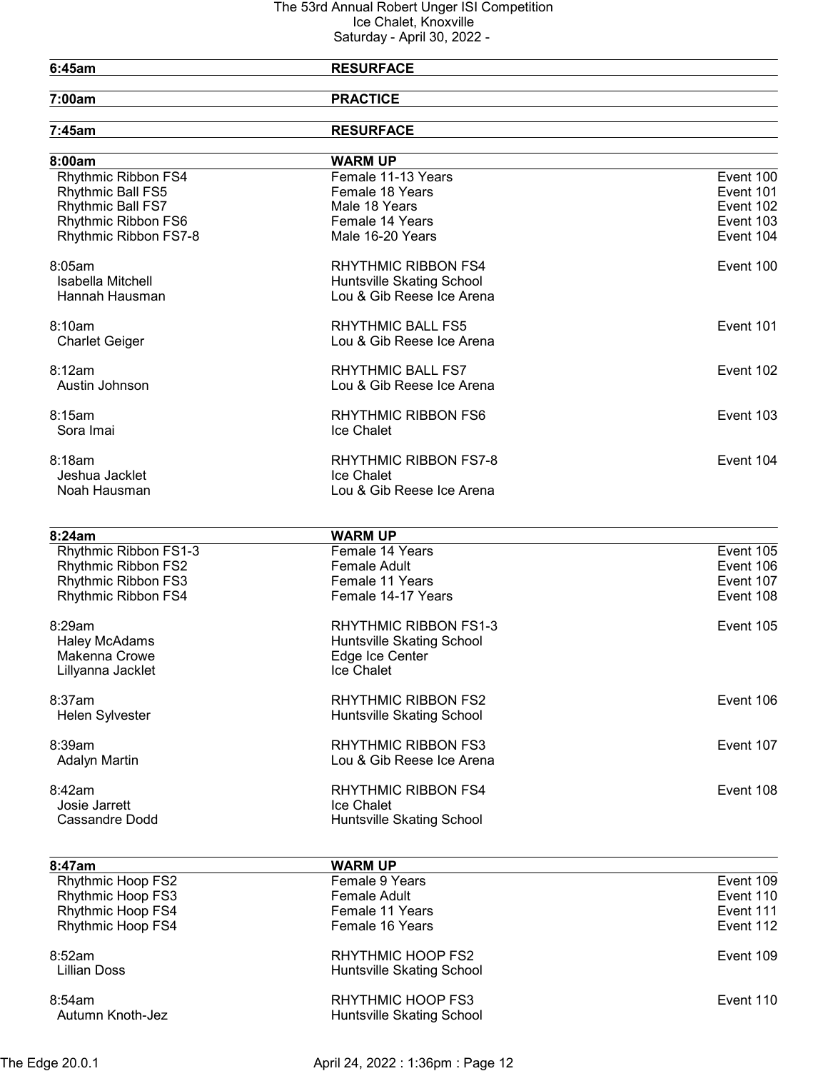The 53rd Annual Robert Unger ISI Competition
Ice Chalet, Knoxville
Saturday - April 30, 2022 -

| | | |
|---|---|---|
| **6:45am** | **RESURFACE** | |
| **7:00am** | **PRACTICE** | |
| **7:45am** | **RESURFACE** | |
| **8:00am** | **WARM UP** | |
| Rhythmic Ribbon FS4 | Female 11-13 Years | Event 100 |
| Rhythmic Ball FS5 | Female 18 Years | Event 101 |
| Rhythmic Ball FS7 | Male 18 Years | Event 102 |
| Rhythmic Ribbon FS6 | Female 14 Years | Event 103 |
| Rhythmic Ribbon FS7-8 | Male 16-20 Years | Event 104 |
| 8:05am | RHYTHMIC RIBBON FS4 | Event 100 |
| Isabella Mitchell | Huntsville Skating School | |
| Hannah Hausman | Lou & Gib Reese Ice Arena | |
| 8:10am | RHYTHMIC BALL FS5 | Event 101 |
| Charlet Geiger | Lou & Gib Reese Ice Arena | |
| 8:12am | RHYTHMIC BALL FS7 | Event 102 |
| Austin Johnson | Lou & Gib Reese Ice Arena | |
| 8:15am | RHYTHMIC RIBBON FS6 | Event 103 |
| Sora Imai | Ice Chalet | |
| 8:18am | RHYTHMIC RIBBON FS7-8 | Event 104 |
| Jeshua Jacklet | Ice Chalet | |
| Noah Hausman | Lou & Gib Reese Ice Arena | |
| **8:24am** | **WARM UP** | |
| Rhythmic Ribbon FS1-3 | Female 14 Years | Event 105 |
| Rhythmic Ribbon FS2 | Female Adult | Event 106 |
| Rhythmic Ribbon FS3 | Female 11 Years | Event 107 |
| Rhythmic Ribbon FS4 | Female 14-17 Years | Event 108 |
| 8:29am | RHYTHMIC RIBBON FS1-3 | Event 105 |
| Haley McAdams | Huntsville Skating School | |
| Makenna Crowe | Edge Ice Center | |
| Lillyanna Jacklet | Ice Chalet | |
| 8:37am | RHYTHMIC RIBBON FS2 | Event 106 |
| Helen Sylvester | Huntsville Skating School | |
| 8:39am | RHYTHMIC RIBBON FS3 | Event 107 |
| Adalyn Martin | Lou & Gib Reese Ice Arena | |
| 8:42am | RHYTHMIC RIBBON FS4 | Event 108 |
| Josie Jarrett | Ice Chalet | |
| Cassandre Dodd | Huntsville Skating School | |
| **8:47am** | **WARM UP** | |
| Rhythmic Hoop FS2 | Female 9 Years | Event 109 |
| Rhythmic Hoop FS3 | Female Adult | Event 110 |
| Rhythmic Hoop FS4 | Female 11 Years | Event 111 |
| Rhythmic Hoop FS4 | Female 16 Years | Event 112 |
| 8:52am | RHYTHMIC HOOP FS2 | Event 109 |
| Lillian Doss | Huntsville Skating School | |
| 8:54am | RHYTHMIC HOOP FS3 | Event 110 |
| Autumn Knoth-Jez | Huntsville Skating School | |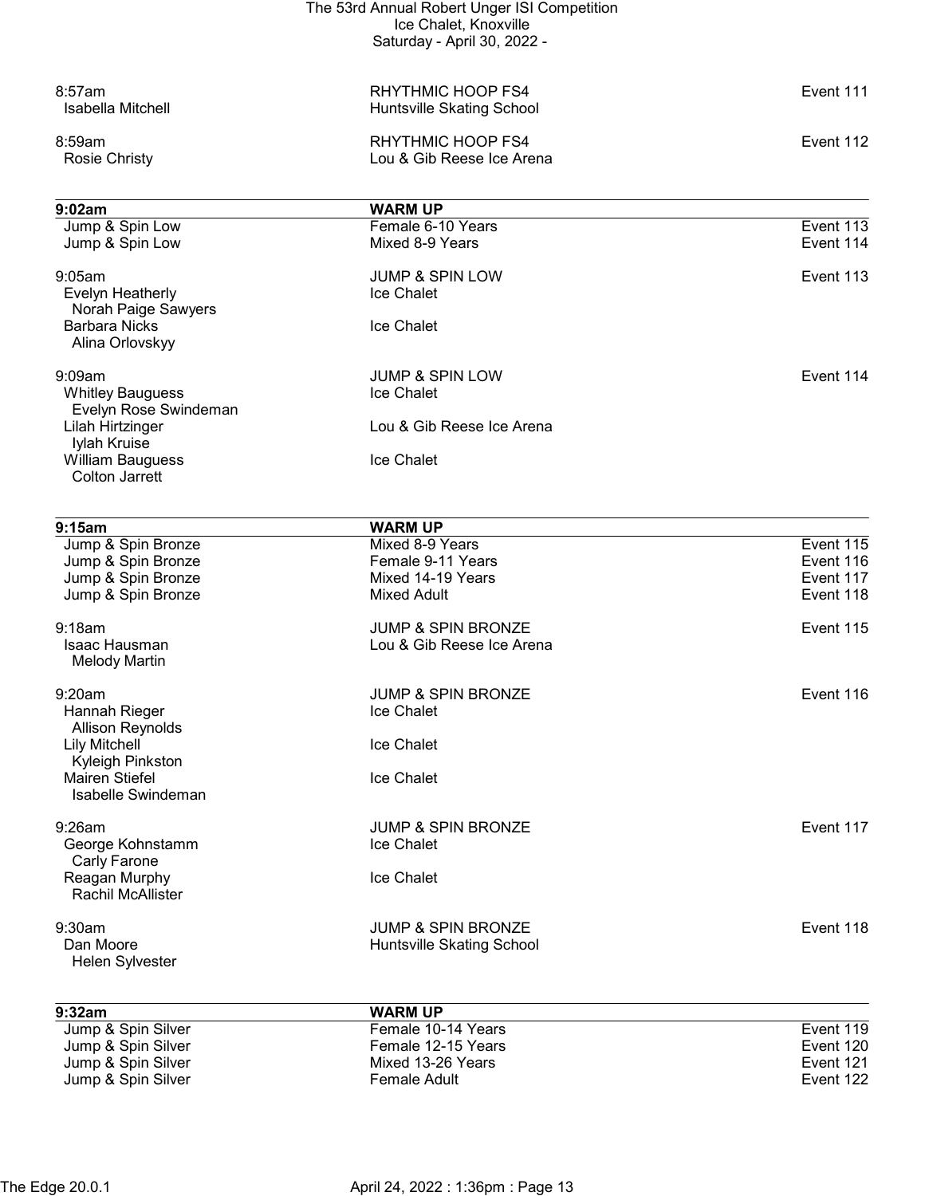| | | |
|---|---|---|
| 8:57am | RHYTHMIC HOOP FS4 | Event 111 |
| Isabella Mitchell | Huntsville Skating School | |
| | | |
| 8:59am | RHYTHMIC HOOP FS4 | Event 112 |
| Rosie Christy | Lou & Gib Reese Ice Arena | |

| **9:02am** | **WARM UP** | |
|---|---|---|
| Jump & Spin Low | Female 6-10 Years | Event 113 |
| Jump & Spin Low | Mixed 8-9 Years | Event 114 |
| | | |
| 9:05am | JUMP & SPIN LOW | Event 113 |
| Evelyn Heatherly | Ice Chalet | |
| Norah Paige Sawyers | | |
| Barbara Nicks | Ice Chalet | |
| Alina Orlovskyy | | |
| | | |
| 9:09am | JUMP & SPIN LOW | Event 114 |
| Whitley Bauguess | Ice Chalet | |
| Evelyn Rose Swindeman | | |
| Lilah Hirtzinger | Lou & Gib Reese Ice Arena | |
| Iylah Kruise | | |
| William Bauguess | Ice Chalet | |
| Colton Jarrett | | |

| **9:15am** | **WARM UP** | |
|---|---|---|
| Jump & Spin Bronze | Mixed 8-9 Years | Event 115 |
| Jump & Spin Bronze | Female 9-11 Years | Event 116 |
| Jump & Spin Bronze | Mixed 14-19 Years | Event 117 |
| Jump & Spin Bronze | Mixed Adult | Event 118 |
| | | |
| 9:18am | JUMP & SPIN BRONZE | Event 115 |
| Isaac Hausman | Lou & Gib Reese Ice Arena | |
| Melody Martin | | |
| | | |
| 9:20am | JUMP & SPIN BRONZE | Event 116 |
| Hannah Rieger | Ice Chalet | |
| Allison Reynolds | | |
| Lily Mitchell | Ice Chalet | |
| Kyleigh Pinkston | | |
| Mairen Stiefel | Ice Chalet | |
| Isabelle Swindeman | | |
| | | |
| 9:26am | JUMP & SPIN BRONZE | Event 117 |
| George Kohnstamm | Ice Chalet | |
| Carly Farone | | |
| Reagan Murphy | Ice Chalet | |
| Rachil McAllister | | |
| | | |
| 9:30am | JUMP & SPIN BRONZE | Event 118 |
| Dan Moore | Huntsville Skating School | |
| Helen Sylvester | | |

| **9:32am** | **WARM UP** | |
|---|---|---|
| Jump & Spin Silver | Female 10-14 Years | Event 119 |
| Jump & Spin Silver | Female 12-15 Years | Event 120 |
| Jump & Spin Silver | Mixed 13-26 Years | Event 121 |
| Jump & Spin Silver | Female Adult | Event 122 |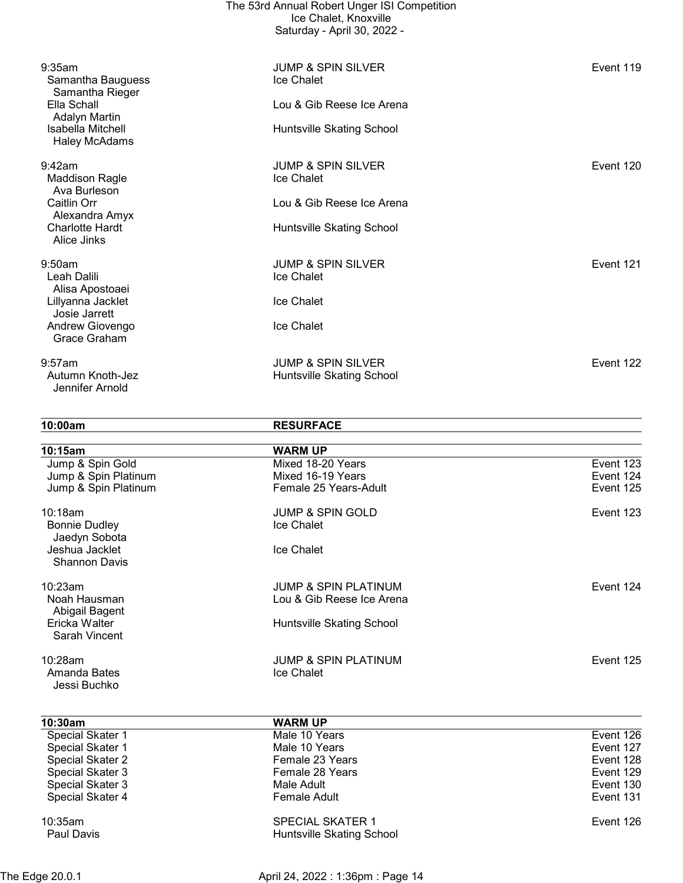9:35am | JUMP & SPIN SILVER | Event 119

- Samantha Bauguess — Ice Chalet
  - Samantha Rieger
- Ella Schall — Lou & Gib Reese Ice Arena
  - Adalyn Martin
- Isabella Mitchell — Huntsville Skating School
  - Haley McAdams

9:42am | JUMP & SPIN SILVER | Event 120

- Maddison Ragle — Ice Chalet
  - Ava Burleson
- Caitlin Orr — Lou & Gib Reese Ice Arena
  - Alexandra Amyx
- Charlotte Hardt — Huntsville Skating School
  - Alice Jinks

9:50am | JUMP & SPIN SILVER | Event 121

- Leah Dalili — Ice Chalet
  - Alisa Apostoaei
- Lillyanna Jacklet — Ice Chalet
  - Josie Jarrett
- Andrew Giovengo — Ice Chalet
  - Grace Graham

9:57am | JUMP & SPIN SILVER | Event 122

- Autumn Knoth-Jez — Huntsville Skating School
  - Jennifer Arnold

**10:00am | RESURFACE**

**10:15am | WARM UP**

| Level | Division | Event |
|---|---|---|
| Jump & Spin Gold | Mixed 18-20 Years | Event 123 |
| Jump & Spin Platinum | Mixed 16-19 Years | Event 124 |
| Jump & Spin Platinum | Female 25 Years-Adult | Event 125 |

10:18am | JUMP & SPIN GOLD | Event 123

- Bonnie Dudley — Ice Chalet
  - Jaedyn Sobota
- Jeshua Jacklet — Ice Chalet
  - Shannon Davis

10:23am | JUMP & SPIN PLATINUM | Event 124

- Noah Hausman — Lou & Gib Reese Ice Arena
  - Abigail Bagent
- Ericka Walter — Huntsville Skating School
  - Sarah Vincent

10:28am | JUMP & SPIN PLATINUM | Event 125

- Amanda Bates — Ice Chalet
  - Jessi Buchko

**10:30am | WARM UP**

| Level | Division | Event |
|---|---|---|
| Special Skater 1 | Male 10 Years | Event 126 |
| Special Skater 1 | Male 10 Years | Event 127 |
| Special Skater 2 | Female 23 Years | Event 128 |
| Special Skater 3 | Female 28 Years | Event 129 |
| Special Skater 3 | Male Adult | Event 130 |
| Special Skater 4 | Female Adult | Event 131 |

10:35am | SPECIAL SKATER 1 | Event 126

- Paul Davis — Huntsville Skating School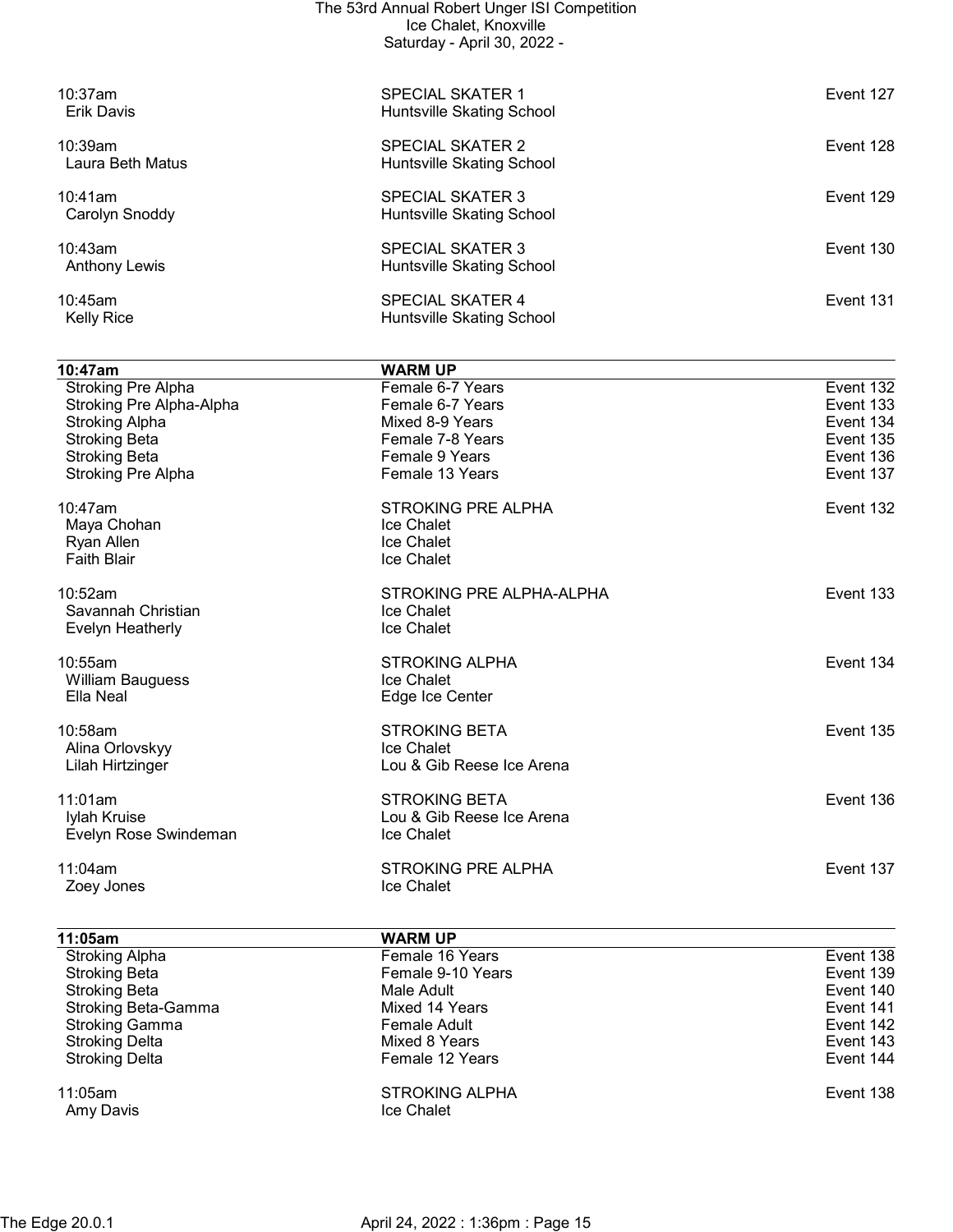10:37am SPECIAL SKATER 1 Event 127
Erik Davis Huntsville Skating School

10:39am SPECIAL SKATER 2 Event 128
Laura Beth Matus Huntsville Skating School

10:41am SPECIAL SKATER 3 Event 129
Carolyn Snoddy Huntsville Skating School

10:43am SPECIAL SKATER 3 Event 130
Anthony Lewis Huntsville Skating School

10:45am SPECIAL SKATER 4 Event 131
Kelly Rice Huntsville Skating School

| 10:47am | WARM UP | |
|---|---|---|
| Stroking Pre Alpha | Female 6-7 Years | Event 132 |
| Stroking Pre Alpha-Alpha | Female 6-7 Years | Event 133 |
| Stroking Alpha | Mixed 8-9 Years | Event 134 |
| Stroking Beta | Female 7-8 Years | Event 135 |
| Stroking Beta | Female 9 Years | Event 136 |
| Stroking Pre Alpha | Female 13 Years | Event 137 |

10:47am STROKING PRE ALPHA Event 132
Maya Chohan Ice Chalet
Ryan Allen Ice Chalet
Faith Blair Ice Chalet

10:52am STROKING PRE ALPHA-ALPHA Event 133
Savannah Christian Ice Chalet
Evelyn Heatherly Ice Chalet

10:55am STROKING ALPHA Event 134
William Bauguess Ice Chalet
Ella Neal Edge Ice Center

10:58am STROKING BETA Event 135
Alina Orlovskyy Ice Chalet
Lilah Hirtzinger Lou & Gib Reese Ice Arena

11:01am STROKING BETA Event 136
Iylah Kruise Lou & Gib Reese Ice Arena
Evelyn Rose Swindeman Ice Chalet

11:04am STROKING PRE ALPHA Event 137
Zoey Jones Ice Chalet

| 11:05am | WARM UP | |
|---|---|---|
| Stroking Alpha | Female 16 Years | Event 138 |
| Stroking Beta | Female 9-10 Years | Event 139 |
| Stroking Beta | Male Adult | Event 140 |
| Stroking Beta-Gamma | Mixed 14 Years | Event 141 |
| Stroking Gamma | Female Adult | Event 142 |
| Stroking Delta | Mixed 8 Years | Event 143 |
| Stroking Delta | Female 12 Years | Event 144 |

11:05am STROKING ALPHA Event 138
Amy Davis Ice Chalet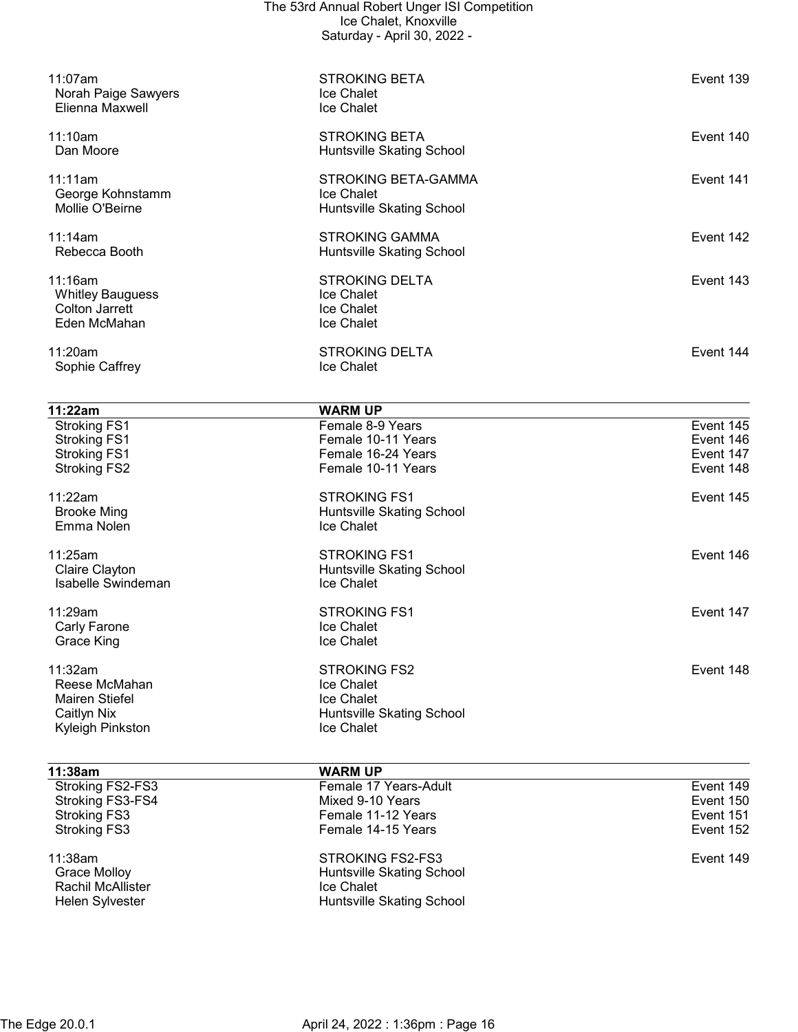| Time | Event | Event No. |
|---|---|---|
| 11:07am | STROKING BETA | Event 139 |
| Norah Paige Sawyers | Ice Chalet | |
| Elienna Maxwell | Ice Chalet | |
| | | |
| 11:10am | STROKING BETA | Event 140 |
| Dan Moore | Huntsville Skating School | |
| | | |
| 11:11am | STROKING BETA-GAMMA | Event 141 |
| George Kohnstamm | Ice Chalet | |
| Mollie O'Beirne | Huntsville Skating School | |
| | | |
| 11:14am | STROKING GAMMA | Event 142 |
| Rebecca Booth | Huntsville Skating School | |
| | | |
| 11:16am | STROKING DELTA | Event 143 |
| Whitley Bauguess | Ice Chalet | |
| Colton Jarrett | Ice Chalet | |
| Eden McMahan | Ice Chalet | |
| | | |
| 11:20am | STROKING DELTA | Event 144 |
| Sophie Caffrey | Ice Chalet | |

| 11:22am | WARM UP | |
|---|---|---|
| Stroking FS1 | Female 8-9 Years | Event 145 |
| Stroking FS1 | Female 10-11 Years | Event 146 |
| Stroking FS1 | Female 16-24 Years | Event 147 |
| Stroking FS2 | Female 10-11 Years | Event 148 |

| Time | Event | Event No. |
|---|---|---|
| 11:22am | STROKING FS1 | Event 145 |
| Brooke Ming | Huntsville Skating School | |
| Emma Nolen | Ice Chalet | |
| | | |
| 11:25am | STROKING FS1 | Event 146 |
| Claire Clayton | Huntsville Skating School | |
| Isabelle Swindeman | Ice Chalet | |
| | | |
| 11:29am | STROKING FS1 | Event 147 |
| Carly Farone | Ice Chalet | |
| Grace King | Ice Chalet | |
| | | |
| 11:32am | STROKING FS2 | Event 148 |
| Reese McMahan | Ice Chalet | |
| Mairen Stiefel | Ice Chalet | |
| Caitlyn Nix | Huntsville Skating School | |
| Kyleigh Pinkston | Ice Chalet | |

| 11:38am | WARM UP | |
|---|---|---|
| Stroking FS2-FS3 | Female 17 Years-Adult | Event 149 |
| Stroking FS3-FS4 | Mixed 9-10 Years | Event 150 |
| Stroking FS3 | Female 11-12 Years | Event 151 |
| Stroking FS3 | Female 14-15 Years | Event 152 |

| Time | Event | Event No. |
|---|---|---|
| 11:38am | STROKING FS2-FS3 | Event 149 |
| Grace Molloy | Huntsville Skating School | |
| Rachil McAllister | Ice Chalet | |
| Helen Sylvester | Huntsville Skating School | |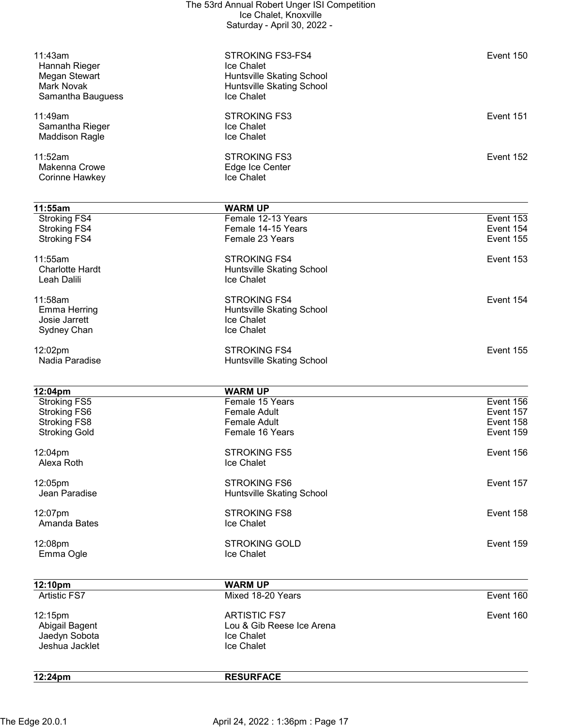| | | |
|---|---|---|
| 11:43am | STROKING FS3-FS4 | Event 150 |
| Hannah Rieger | Ice Chalet | |
| Megan Stewart | Huntsville Skating School | |
| Mark Novak | Huntsville Skating School | |
| Samantha Bauguess | Ice Chalet | |

| | | |
|---|---|---|
| 11:49am | STROKING FS3 | Event 151 |
| Samantha Rieger | Ice Chalet | |
| Maddison Ragle | Ice Chalet | |

| | | |
|---|---|---|
| 11:52am | STROKING FS3 | Event 152 |
| Makenna Crowe | Edge Ice Center | |
| Corinne Hawkey | Ice Chalet | |

| **11:55am** | **WARM UP** | |
|---|---|---|
| Stroking FS4 | Female 12-13 Years | Event 153 |
| Stroking FS4 | Female 14-15 Years | Event 154 |
| Stroking FS4 | Female 23 Years | Event 155 |

| | | |
|---|---|---|
| 11:55am | STROKING FS4 | Event 153 |
| Charlotte Hardt | Huntsville Skating School | |
| Leah Dalili | Ice Chalet | |

| | | |
|---|---|---|
| 11:58am | STROKING FS4 | Event 154 |
| Emma Herring | Huntsville Skating School | |
| Josie Jarrett | Ice Chalet | |
| Sydney Chan | Ice Chalet | |

| | | |
|---|---|---|
| 12:02pm | STROKING FS4 | Event 155 |
| Nadia Paradise | Huntsville Skating School | |

| **12:04pm** | **WARM UP** | |
|---|---|---|
| Stroking FS5 | Female 15 Years | Event 156 |
| Stroking FS6 | Female Adult | Event 157 |
| Stroking FS8 | Female Adult | Event 158 |
| Stroking Gold | Female 16 Years | Event 159 |

| | | |
|---|---|---|
| 12:04pm | STROKING FS5 | Event 156 |
| Alexa Roth | Ice Chalet | |

| | | |
|---|---|---|
| 12:05pm | STROKING FS6 | Event 157 |
| Jean Paradise | Huntsville Skating School | |

| | | |
|---|---|---|
| 12:07pm | STROKING FS8 | Event 158 |
| Amanda Bates | Ice Chalet | |

| | | |
|---|---|---|
| 12:08pm | STROKING GOLD | Event 159 |
| Emma Ogle | Ice Chalet | |

| **12:10pm** | **WARM UP** | |
|---|---|---|
| Artistic FS7 | Mixed 18-20 Years | Event 160 |

| | | |
|---|---|---|
| 12:15pm | ARTISTIC FS7 | Event 160 |
| Abigail Bagent | Lou & Gib Reese Ice Arena | |
| Jaedyn Sobota | Ice Chalet | |
| Jeshua Jacklet | Ice Chalet | |

| **12:24pm** | **RESURFACE** | |
|---|---|---|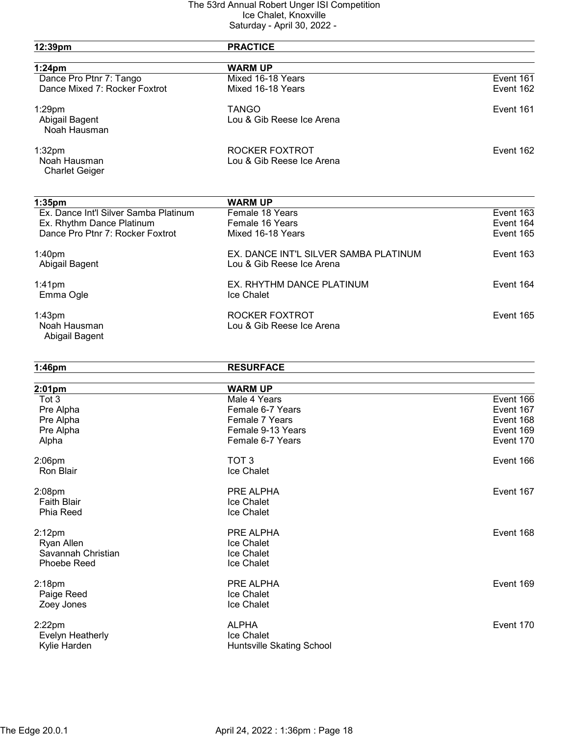The 53rd Annual Robert Unger ISI Competition
Ice Chalet, Knoxville
Saturday - April 30, 2022 -

| 12:39pm | PRACTICE | |
|---|---|---|

| 1:24pm | WARM UP | |
|---|---|---|
| Dance Pro Ptnr 7: Tango | Mixed 16-18 Years | Event 161 |
| Dance Mixed 7: Rocker Foxtrot | Mixed 16-18 Years | Event 162 |

1:29pm — TANGO — Event 161
- Abigail Bagent — Lou & Gib Reese Ice Arena
  - Noah Hausman

1:32pm — ROCKER FOXTROT — Event 162
- Noah Hausman — Lou & Gib Reese Ice Arena
  - Charlet Geiger

| 1:35pm | WARM UP | |
|---|---|---|
| Ex. Dance Int'l Silver Samba Platinum | Female 18 Years | Event 163 |
| Ex. Rhythm Dance Platinum | Female 16 Years | Event 164 |
| Dance Pro Ptnr 7: Rocker Foxtrot | Mixed 16-18 Years | Event 165 |

1:40pm — EX. DANCE INT'L SILVER SAMBA PLATINUM — Event 163
- Abigail Bagent — Lou & Gib Reese Ice Arena

1:41pm — EX. RHYTHM DANCE PLATINUM — Event 164
- Emma Ogle — Ice Chalet

1:43pm — ROCKER FOXTROT — Event 165
- Noah Hausman — Lou & Gib Reese Ice Arena
  - Abigail Bagent

| 1:46pm | RESURFACE | |
|---|---|---|

| 2:01pm | WARM UP | |
|---|---|---|
| Tot 3 | Male 4 Years | Event 166 |
| Pre Alpha | Female 6-7 Years | Event 167 |
| Pre Alpha | Female 7 Years | Event 168 |
| Pre Alpha | Female 9-13 Years | Event 169 |
| Alpha | Female 6-7 Years | Event 170 |

2:06pm — TOT 3 — Event 166
- Ron Blair — Ice Chalet

2:08pm — PRE ALPHA — Event 167
- Faith Blair — Ice Chalet
- Phia Reed — Ice Chalet

2:12pm — PRE ALPHA — Event 168
- Ryan Allen — Ice Chalet
- Savannah Christian — Ice Chalet
- Phoebe Reed — Ice Chalet

2:18pm — PRE ALPHA — Event 169
- Paige Reed — Ice Chalet
- Zoey Jones — Ice Chalet

2:22pm — ALPHA — Event 170
- Evelyn Heatherly — Ice Chalet
- Kylie Harden — Huntsville Skating School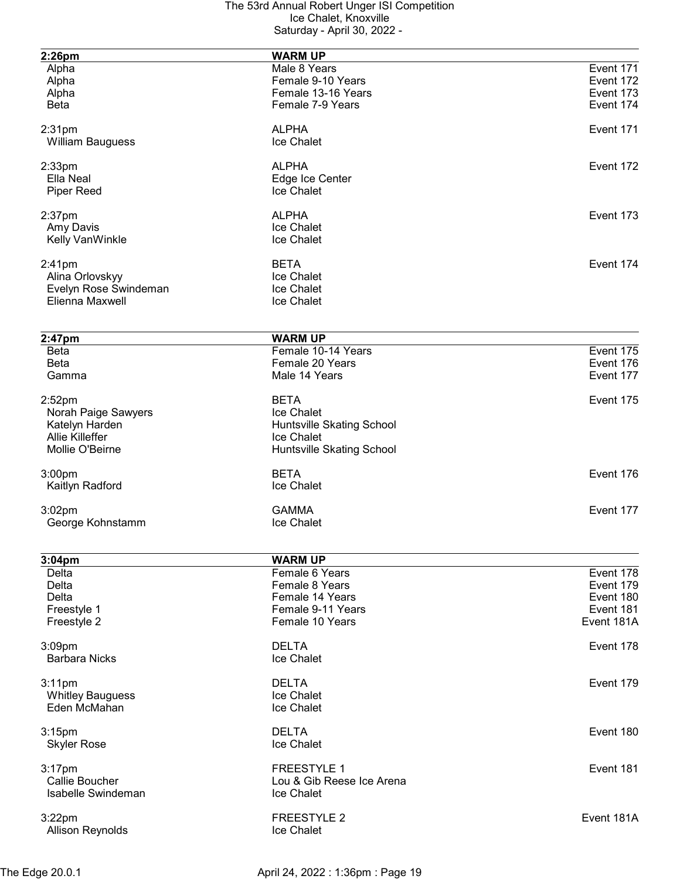The 53rd Annual Robert Unger ISI Competition
Ice Chalet, Knoxville
Saturday - April 30, 2022 -

| **2:26pm** | **WARM UP** | |
|---|---|---|
| Alpha | Male 8 Years | Event 171 |
| Alpha | Female 9-10 Years | Event 172 |
| Alpha | Female 13-16 Years | Event 173 |
| Beta | Female 7-9 Years | Event 174 |

| 2:31pm | ALPHA | Event 171 |
|---|---|---|
| William Bauguess | Ice Chalet | |

| 2:33pm | ALPHA | Event 172 |
|---|---|---|
| Ella Neal | Edge Ice Center | |
| Piper Reed | Ice Chalet | |

| 2:37pm | ALPHA | Event 173 |
|---|---|---|
| Amy Davis | Ice Chalet | |
| Kelly VanWinkle | Ice Chalet | |

| 2:41pm | BETA | Event 174 |
|---|---|---|
| Alina Orlovskyy | Ice Chalet | |
| Evelyn Rose Swindeman | Ice Chalet | |
| Elienna Maxwell | Ice Chalet | |

| **2:47pm** | **WARM UP** | |
|---|---|---|
| Beta | Female 10-14 Years | Event 175 |
| Beta | Female 20 Years | Event 176 |
| Gamma | Male 14 Years | Event 177 |

| 2:52pm | BETA | Event 175 |
|---|---|---|
| Norah Paige Sawyers | Ice Chalet | |
| Katelyn Harden | Huntsville Skating School | |
| Allie Killeffer | Ice Chalet | |
| Mollie O'Beirne | Huntsville Skating School | |

| 3:00pm | BETA | Event 176 |
|---|---|---|
| Kaitlyn Radford | Ice Chalet | |

| 3:02pm | GAMMA | Event 177 |
|---|---|---|
| George Kohnstamm | Ice Chalet | |

| **3:04pm** | **WARM UP** | |
|---|---|---|
| Delta | Female 6 Years | Event 178 |
| Delta | Female 8 Years | Event 179 |
| Delta | Female 14 Years | Event 180 |
| Freestyle 1 | Female 9-11 Years | Event 181 |
| Freestyle 2 | Female 10 Years | Event 181A |

| 3:09pm | DELTA | Event 178 |
|---|---|---|
| Barbara Nicks | Ice Chalet | |

| 3:11pm | DELTA | Event 179 |
|---|---|---|
| Whitley Bauguess | Ice Chalet | |
| Eden McMahan | Ice Chalet | |

| 3:15pm | DELTA | Event 180 |
|---|---|---|
| Skyler Rose | Ice Chalet | |

| 3:17pm | FREESTYLE 1 | Event 181 |
|---|---|---|
| Callie Boucher | Lou & Gib Reese Ice Arena | |
| Isabelle Swindeman | Ice Chalet | |

| 3:22pm | FREESTYLE 2 | Event 181A |
|---|---|---|
| Allison Reynolds | Ice Chalet | |

The Edge 20.0.1 April 24, 2022 : 1:36pm : Page 19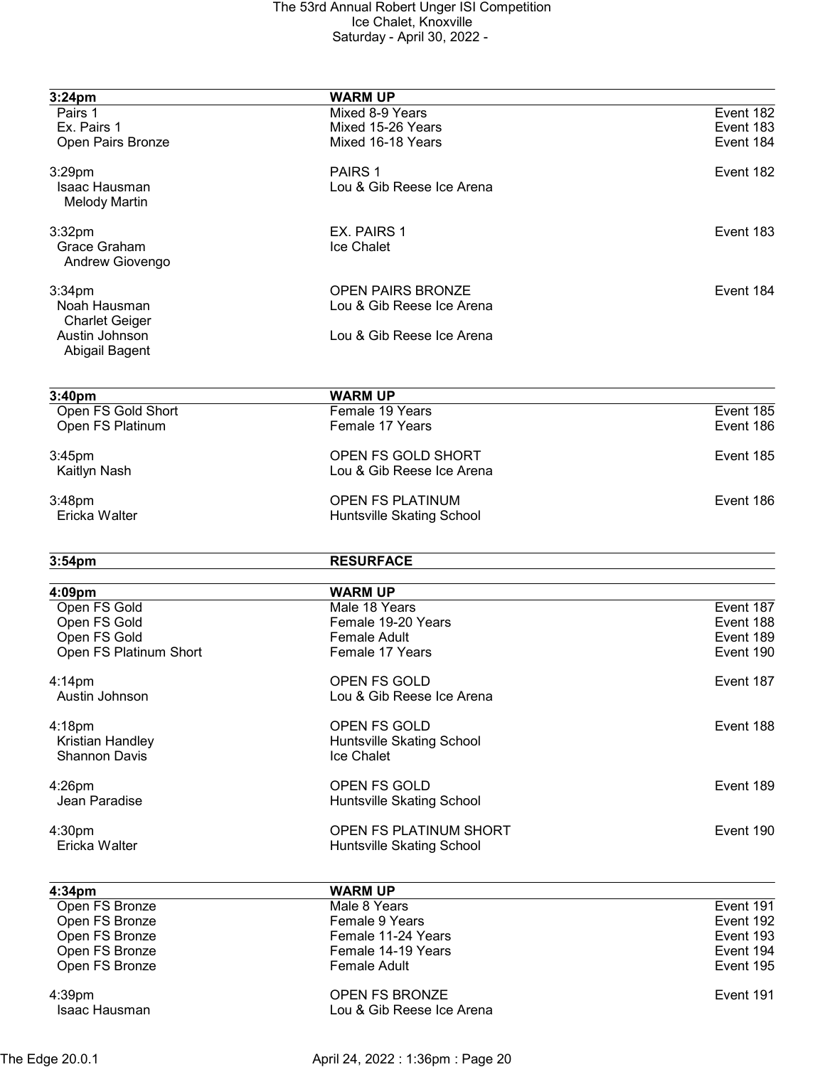| 3:24pm | WARM UP | |
|---|---|---|
| Pairs 1 | Mixed 8-9 Years | Event 182 |
| Ex. Pairs 1 | Mixed 15-26 Years | Event 183 |
| Open Pairs Bronze | Mixed 16-18 Years | Event 184 |

| | | |
|---|---|---|
| 3:29pm | PAIRS 1 | Event 182 |
| Isaac Hausman<br>Melody Martin | Lou & Gib Reese Ice Arena | |
| 3:32pm | EX. PAIRS 1 | Event 183 |
| Grace Graham<br>Andrew Giovengo | Ice Chalet | |
| 3:34pm | OPEN PAIRS BRONZE | Event 184 |
| Noah Hausman<br>Charlet Geiger | Lou & Gib Reese Ice Arena | |
| Austin Johnson<br>Abigail Bagent | Lou & Gib Reese Ice Arena | |

| 3:40pm | WARM UP | |
|---|---|---|
| Open FS Gold Short | Female 19 Years | Event 185 |
| Open FS Platinum | Female 17 Years | Event 186 |

| | | |
|---|---|---|
| 3:45pm | OPEN FS GOLD SHORT | Event 185 |
| Kaitlyn Nash | Lou & Gib Reese Ice Arena | |
| 3:48pm | OPEN FS PLATINUM | Event 186 |
| Ericka Walter | Huntsville Skating School | |

| 3:54pm | RESURFACE | |
|---|---|---|

| 4:09pm | WARM UP | |
|---|---|---|
| Open FS Gold | Male 18 Years | Event 187 |
| Open FS Gold | Female 19-20 Years | Event 188 |
| Open FS Gold | Female Adult | Event 189 |
| Open FS Platinum Short | Female 17 Years | Event 190 |

| | | |
|---|---|---|
| 4:14pm | OPEN FS GOLD | Event 187 |
| Austin Johnson | Lou & Gib Reese Ice Arena | |
| 4:18pm | OPEN FS GOLD | Event 188 |
| Kristian Handley | Huntsville Skating School | |
| Shannon Davis | Ice Chalet | |
| 4:26pm | OPEN FS GOLD | Event 189 |
| Jean Paradise | Huntsville Skating School | |
| 4:30pm | OPEN FS PLATINUM SHORT | Event 190 |
| Ericka Walter | Huntsville Skating School | |

| 4:34pm | WARM UP | |
|---|---|---|
| Open FS Bronze | Male 8 Years | Event 191 |
| Open FS Bronze | Female 9 Years | Event 192 |
| Open FS Bronze | Female 11-24 Years | Event 193 |
| Open FS Bronze | Female 14-19 Years | Event 194 |
| Open FS Bronze | Female Adult | Event 195 |

| | | |
|---|---|---|
| 4:39pm | OPEN FS BRONZE | Event 191 |
| Isaac Hausman | Lou & Gib Reese Ice Arena | |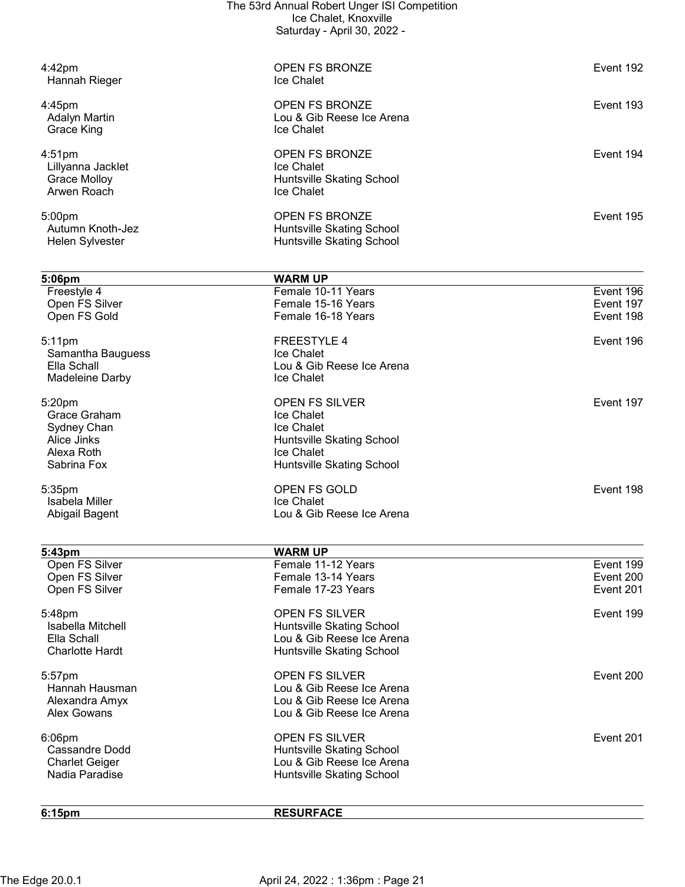| | | |
|---|---|---|
| 4:42pm | OPEN FS BRONZE | Event 192 |
| Hannah Rieger | Ice Chalet | |
| | | |
| 4:45pm | OPEN FS BRONZE | Event 193 |
| Adalyn Martin | Lou & Gib Reese Ice Arena | |
| Grace King | Ice Chalet | |
| | | |
| 4:51pm | OPEN FS BRONZE | Event 194 |
| Lillyanna Jacklet | Ice Chalet | |
| Grace Molloy | Huntsville Skating School | |
| Arwen Roach | Ice Chalet | |
| | | |
| 5:00pm | OPEN FS BRONZE | Event 195 |
| Autumn Knoth-Jez | Huntsville Skating School | |
| Helen Sylvester | Huntsville Skating School | |

| **5:06pm** | **WARM UP** | |
|---|---|---|
| Freestyle 4 | Female 10-11 Years | Event 196 |
| Open FS Silver | Female 15-16 Years | Event 197 |
| Open FS Gold | Female 16-18 Years | Event 198 |
| | | |
| 5:11pm | FREESTYLE 4 | Event 196 |
| Samantha Bauguess | Ice Chalet | |
| Ella Schall | Lou & Gib Reese Ice Arena | |
| Madeleine Darby | Ice Chalet | |
| | | |
| 5:20pm | OPEN FS SILVER | Event 197 |
| Grace Graham | Ice Chalet | |
| Sydney Chan | Ice Chalet | |
| Alice Jinks | Huntsville Skating School | |
| Alexa Roth | Ice Chalet | |
| Sabrina Fox | Huntsville Skating School | |
| | | |
| 5:35pm | OPEN FS GOLD | Event 198 |
| Isabela Miller | Ice Chalet | |
| Abigail Bagent | Lou & Gib Reese Ice Arena | |

| **5:43pm** | **WARM UP** | |
|---|---|---|
| Open FS Silver | Female 11-12 Years | Event 199 |
| Open FS Silver | Female 13-14 Years | Event 200 |
| Open FS Silver | Female 17-23 Years | Event 201 |
| | | |
| 5:48pm | OPEN FS SILVER | Event 199 |
| Isabella Mitchell | Huntsville Skating School | |
| Ella Schall | Lou & Gib Reese Ice Arena | |
| Charlotte Hardt | Huntsville Skating School | |
| | | |
| 5:57pm | OPEN FS SILVER | Event 200 |
| Hannah Hausman | Lou & Gib Reese Ice Arena | |
| Alexandra Amyx | Lou & Gib Reese Ice Arena | |
| Alex Gowans | Lou & Gib Reese Ice Arena | |
| | | |
| 6:06pm | OPEN FS SILVER | Event 201 |
| Cassandre Dodd | Huntsville Skating School | |
| Charlet Geiger | Lou & Gib Reese Ice Arena | |
| Nadia Paradise | Huntsville Skating School | |

| **6:15pm** | **RESURFACE** | |
|---|---|---|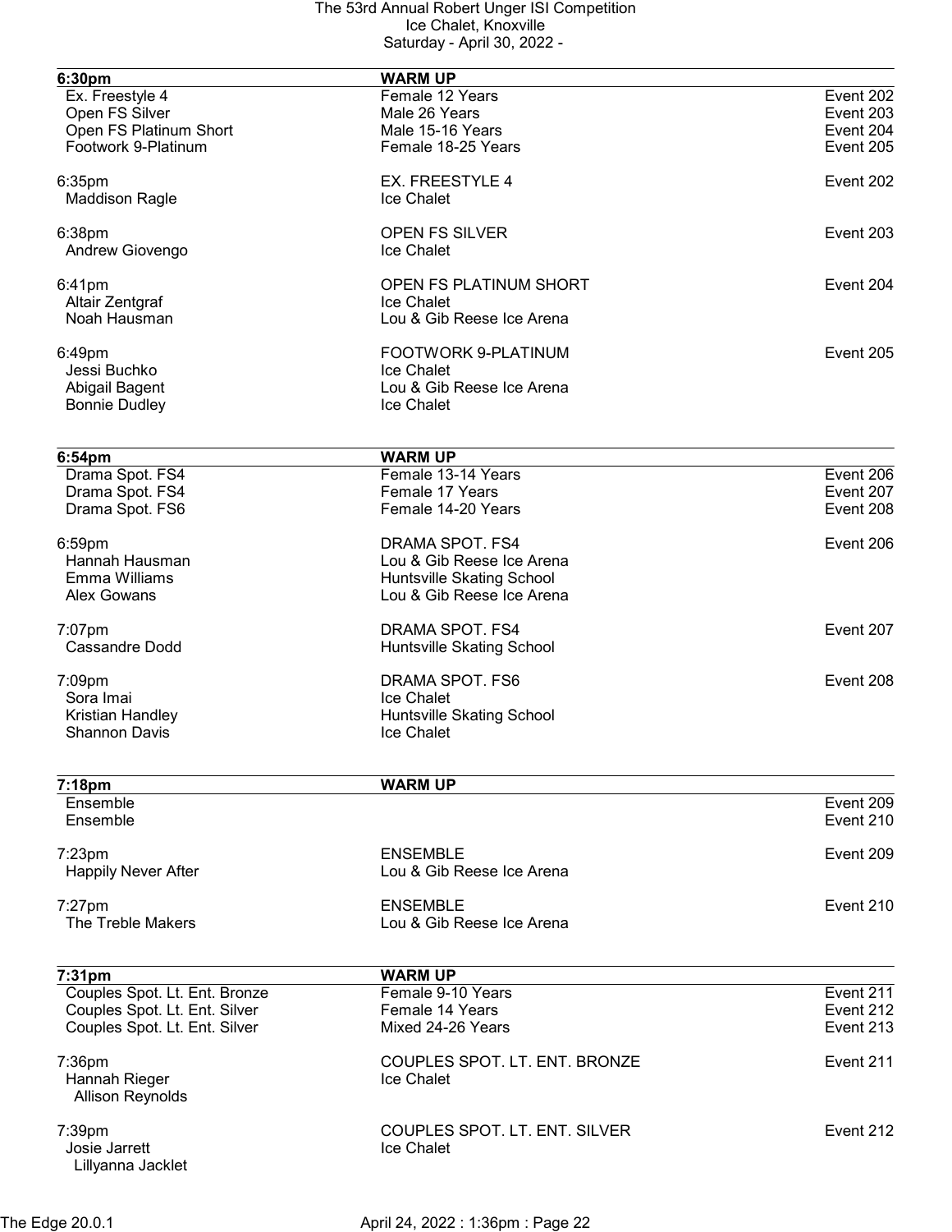| 6:30pm | WARM UP | |
|---|---|---|
| Ex. Freestyle 4 | Female 12 Years | Event 202 |
| Open FS Silver | Male 26 Years | Event 203 |
| Open FS Platinum Short | Male 15-16 Years | Event 204 |
| Footwork 9-Platinum | Female 18-25 Years | Event 205 |

| | | |
|---|---|---|
| 6:35pm | EX. FREESTYLE 4 | Event 202 |
| Maddison Ragle | Ice Chalet | |
| 6:38pm | OPEN FS SILVER | Event 203 |
| Andrew Giovengo | Ice Chalet | |
| 6:41pm | OPEN FS PLATINUM SHORT | Event 204 |
| Altair Zentgraf | Ice Chalet | |
| Noah Hausman | Lou & Gib Reese Ice Arena | |
| 6:49pm | FOOTWORK 9-PLATINUM | Event 205 |
| Jessi Buchko | Ice Chalet | |
| Abigail Bagent | Lou & Gib Reese Ice Arena | |
| Bonnie Dudley | Ice Chalet | |

| 6:54pm | WARM UP | |
|---|---|---|
| Drama Spot. FS4 | Female 13-14 Years | Event 206 |
| Drama Spot. FS4 | Female 17 Years | Event 207 |
| Drama Spot. FS6 | Female 14-20 Years | Event 208 |

| | | |
|---|---|---|
| 6:59pm | DRAMA SPOT. FS4 | Event 206 |
| Hannah Hausman | Lou & Gib Reese Ice Arena | |
| Emma Williams | Huntsville Skating School | |
| Alex Gowans | Lou & Gib Reese Ice Arena | |
| 7:07pm | DRAMA SPOT. FS4 | Event 207 |
| Cassandre Dodd | Huntsville Skating School | |
| 7:09pm | DRAMA SPOT. FS6 | Event 208 |
| Sora Imai | Ice Chalet | |
| Kristian Handley | Huntsville Skating School | |
| Shannon Davis | Ice Chalet | |

| 7:18pm | WARM UP | |
|---|---|---|
| Ensemble | | Event 209 |
| Ensemble | | Event 210 |

| | | |
|---|---|---|
| 7:23pm | ENSEMBLE | Event 209 |
| Happily Never After | Lou & Gib Reese Ice Arena | |
| 7:27pm | ENSEMBLE | Event 210 |
| The Treble Makers | Lou & Gib Reese Ice Arena | |

| 7:31pm | WARM UP | |
|---|---|---|
| Couples Spot. Lt. Ent. Bronze | Female 9-10 Years | Event 211 |
| Couples Spot. Lt. Ent. Silver | Female 14 Years | Event 212 |
| Couples Spot. Lt. Ent. Silver | Mixed 24-26 Years | Event 213 |

| | | |
|---|---|---|
| 7:36pm | COUPLES SPOT. LT. ENT. BRONZE | Event 211 |
| Hannah Rieger | Ice Chalet | |
| Allison Reynolds | | |
| 7:39pm | COUPLES SPOT. LT. ENT. SILVER | Event 212 |
| Josie Jarrett | Ice Chalet | |
| Lillyanna Jacklet | | |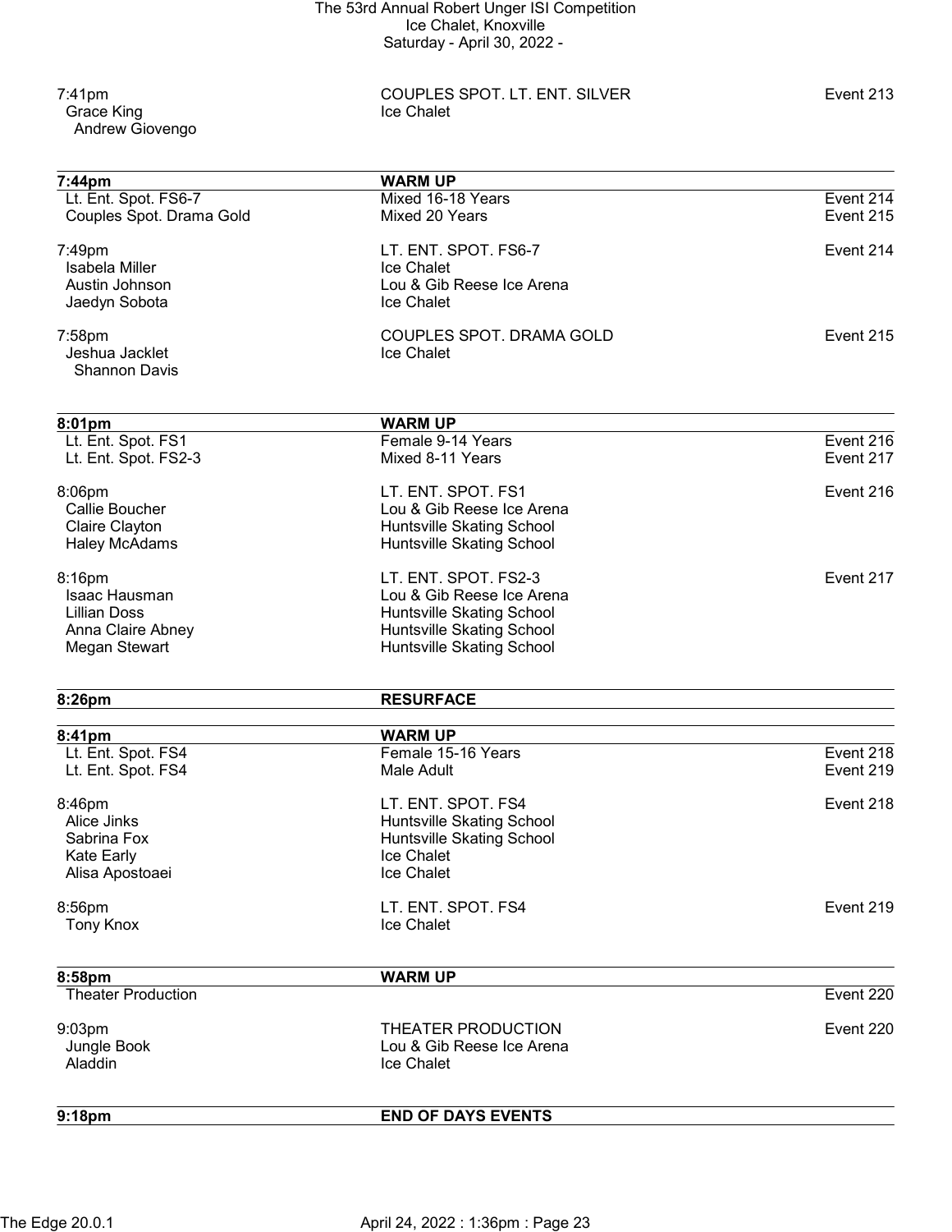| | | |
|---|---|---|
| 7:41pm | COUPLES SPOT. LT. ENT. SILVER | Event 213 |
| Grace King | Ice Chalet | |
| Andrew Giovengo | | |

| **7:44pm** | **WARM UP** | |
|---|---|---|
| Lt. Ent. Spot. FS6-7 | Mixed 16-18 Years | Event 214 |
| Couples Spot. Drama Gold | Mixed 20 Years | Event 215 |
| | | |
| 7:49pm | LT. ENT. SPOT. FS6-7 | Event 214 |
| Isabela Miller | Ice Chalet | |
| Austin Johnson | Lou & Gib Reese Ice Arena | |
| Jaedyn Sobota | Ice Chalet | |
| | | |
| 7:58pm | COUPLES SPOT. DRAMA GOLD | Event 215 |
| Jeshua Jacklet | Ice Chalet | |
| Shannon Davis | | |

| **8:01pm** | **WARM UP** | |
|---|---|---|
| Lt. Ent. Spot. FS1 | Female 9-14 Years | Event 216 |
| Lt. Ent. Spot. FS2-3 | Mixed 8-11 Years | Event 217 |
| | | |
| 8:06pm | LT. ENT. SPOT. FS1 | Event 216 |
| Callie Boucher | Lou & Gib Reese Ice Arena | |
| Claire Clayton | Huntsville Skating School | |
| Haley McAdams | Huntsville Skating School | |
| | | |
| 8:16pm | LT. ENT. SPOT. FS2-3 | Event 217 |
| Isaac Hausman | Lou & Gib Reese Ice Arena | |
| Lillian Doss | Huntsville Skating School | |
| Anna Claire Abney | Huntsville Skating School | |
| Megan Stewart | Huntsville Skating School | |

| **8:26pm** | **RESURFACE** | |
|---|---|---|

| **8:41pm** | **WARM UP** | |
|---|---|---|
| Lt. Ent. Spot. FS4 | Female 15-16 Years | Event 218 |
| Lt. Ent. Spot. FS4 | Male Adult | Event 219 |
| | | |
| 8:46pm | LT. ENT. SPOT. FS4 | Event 218 |
| Alice Jinks | Huntsville Skating School | |
| Sabrina Fox | Huntsville Skating School | |
| Kate Early | Ice Chalet | |
| Alisa Apostoaei | Ice Chalet | |
| | | |
| 8:56pm | LT. ENT. SPOT. FS4 | Event 219 |
| Tony Knox | Ice Chalet | |

| **8:58pm** | **WARM UP** | |
|---|---|---|
| Theater Production | | Event 220 |
| | | |
| 9:03pm | THEATER PRODUCTION | Event 220 |
| Jungle Book | Lou & Gib Reese Ice Arena | |
| Aladdin | Ice Chalet | |

| **9:18pm** | **END OF DAYS EVENTS** | |
|---|---|---|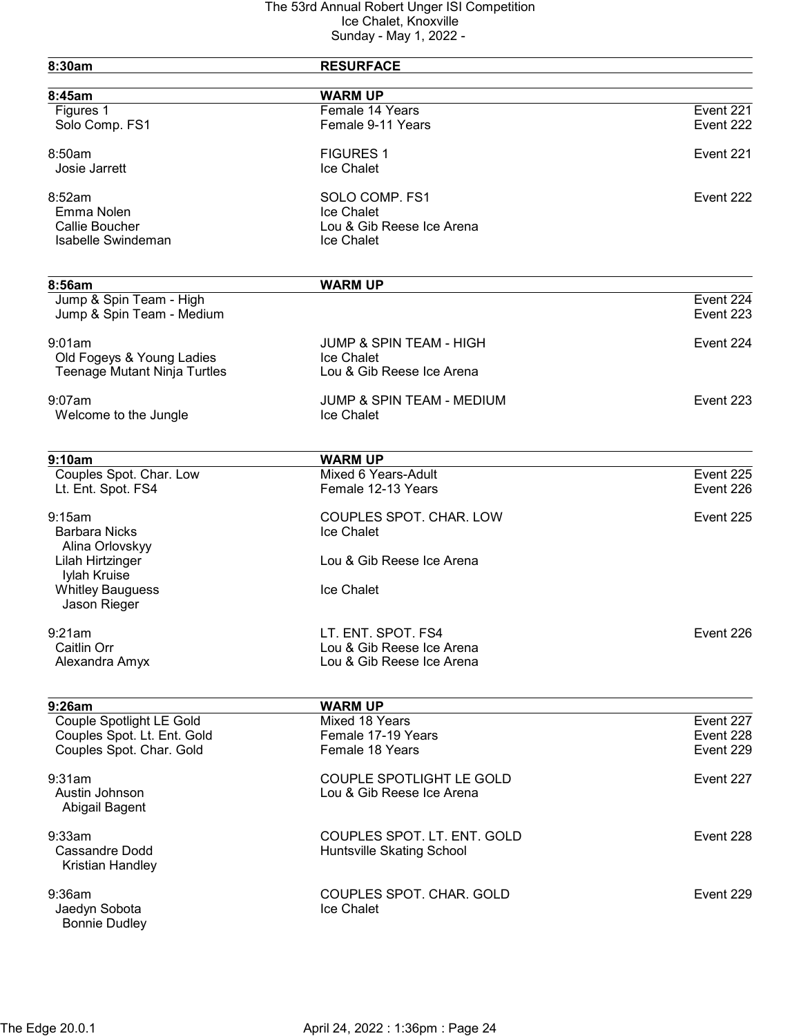# The 53rd Annual Robert Unger ISI Competition
Ice Chalet, Knoxville
Sunday - May 1, 2022 -

| **8:30am** | **RESURFACE** | |
|---|---|---|

| **8:45am** | **WARM UP** | |
|---|---|---|
| Figures 1 | Female 14 Years | Event 221 |
| Solo Comp. FS1 | Female 9-11 Years | Event 222 |
| | | |
| 8:50am | FIGURES 1 | Event 221 |
| Josie Jarrett | Ice Chalet | |
| | | |
| 8:52am | SOLO COMP. FS1 | Event 222 |
| Emma Nolen | Ice Chalet | |
| Callie Boucher | Lou & Gib Reese Ice Arena | |
| Isabelle Swindeman | Ice Chalet | |

| **8:56am** | **WARM UP** | |
|---|---|---|
| Jump & Spin Team - High | | Event 224 |
| Jump & Spin Team - Medium | | Event 223 |
| | | |
| 9:01am | JUMP & SPIN TEAM - HIGH | Event 224 |
| Old Fogeys & Young Ladies | Ice Chalet | |
| Teenage Mutant Ninja Turtles | Lou & Gib Reese Ice Arena | |
| | | |
| 9:07am | JUMP & SPIN TEAM - MEDIUM | Event 223 |
| Welcome to the Jungle | Ice Chalet | |

| **9:10am** | **WARM UP** | |
|---|---|---|
| Couples Spot. Char. Low | Mixed 6 Years-Adult | Event 225 |
| Lt. Ent. Spot. FS4 | Female 12-13 Years | Event 226 |
| | | |
| 9:15am | COUPLES SPOT. CHAR. LOW | Event 225 |
| Barbara Nicks | Ice Chalet | |
| Alina Orlovskyy | | |
| Lilah Hirtzinger | Lou & Gib Reese Ice Arena | |
| Iylah Kruise | | |
| Whitley Bauguess | Ice Chalet | |
| Jason Rieger | | |
| | | |
| 9:21am | LT. ENT. SPOT. FS4 | Event 226 |
| Caitlin Orr | Lou & Gib Reese Ice Arena | |
| Alexandra Amyx | Lou & Gib Reese Ice Arena | |

| **9:26am** | **WARM UP** | |
|---|---|---|
| Couple Spotlight LE Gold | Mixed 18 Years | Event 227 |
| Couples Spot. Lt. Ent. Gold | Female 17-19 Years | Event 228 |
| Couples Spot. Char. Gold | Female 18 Years | Event 229 |
| | | |
| 9:31am | COUPLE SPOTLIGHT LE GOLD | Event 227 |
| Austin Johnson | Lou & Gib Reese Ice Arena | |
| Abigail Bagent | | |
| | | |
| 9:33am | COUPLES SPOT. LT. ENT. GOLD | Event 228 |
| Cassandre Dodd | Huntsville Skating School | |
| Kristian Handley | | |
| | | |
| 9:36am | COUPLES SPOT. CHAR. GOLD | Event 229 |
| Jaedyn Sobota | Ice Chalet | |
| Bonnie Dudley | | |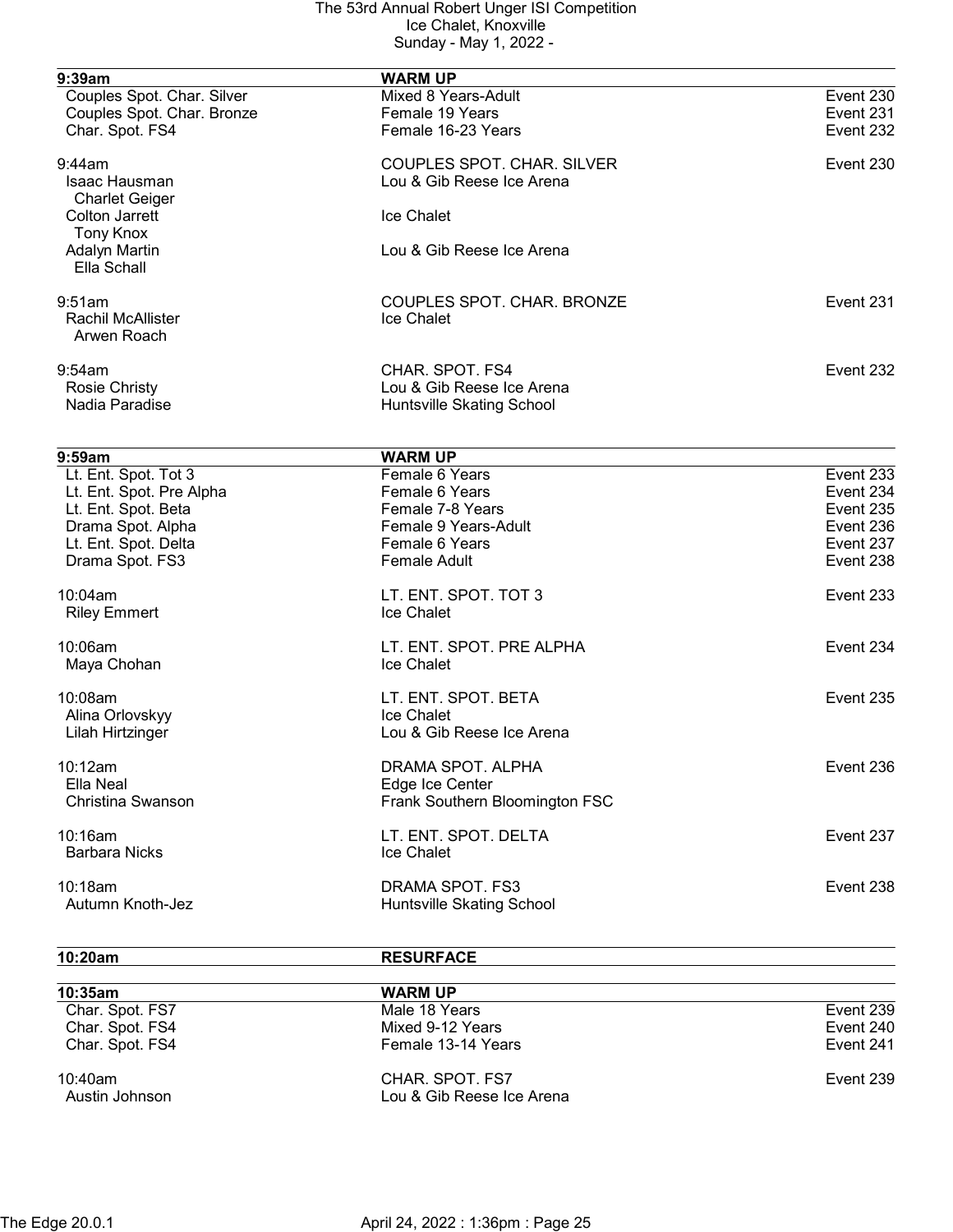| 9:39am | WARM UP | |
|---|---|---|
| Couples Spot. Char. Silver | Mixed 8 Years-Adult | Event 230 |
| Couples Spot. Char. Bronze | Female 19 Years | Event 231 |
| Char. Spot. FS4 | Female 16-23 Years | Event 232 |

9:44am — COUPLES SPOT. CHAR. SILVER — Event 230

- Isaac Hausman / Charlet Geiger — Lou & Gib Reese Ice Arena
- Colton Jarrett / Tony Knox — Ice Chalet
- Adalyn Martin / Ella Schall — Lou & Gib Reese Ice Arena

9:51am — COUPLES SPOT. CHAR. BRONZE — Event 231

- Rachil McAllister / Arwen Roach — Ice Chalet

9:54am — CHAR. SPOT. FS4 — Event 232

- Rosie Christy — Lou & Gib Reese Ice Arena
- Nadia Paradise — Huntsville Skating School

| 9:59am | WARM UP | |
|---|---|---|
| Lt. Ent. Spot. Tot 3 | Female 6 Years | Event 233 |
| Lt. Ent. Spot. Pre Alpha | Female 6 Years | Event 234 |
| Lt. Ent. Spot. Beta | Female 7-8 Years | Event 235 |
| Drama Spot. Alpha | Female 9 Years-Adult | Event 236 |
| Lt. Ent. Spot. Delta | Female 6 Years | Event 237 |
| Drama Spot. FS3 | Female Adult | Event 238 |

10:04am — LT. ENT. SPOT. TOT 3 — Event 233

- Riley Emmert — Ice Chalet

10:06am — LT. ENT. SPOT. PRE ALPHA — Event 234

- Maya Chohan — Ice Chalet

10:08am — LT. ENT. SPOT. BETA — Event 235

- Alina Orlovskyy — Ice Chalet
- Lilah Hirtzinger — Lou & Gib Reese Ice Arena

10:12am — DRAMA SPOT. ALPHA — Event 236

- Ella Neal — Edge Ice Center
- Christina Swanson — Frank Southern Bloomington FSC

10:16am — LT. ENT. SPOT. DELTA — Event 237

- Barbara Nicks — Ice Chalet

10:18am — DRAMA SPOT. FS3 — Event 238

- Autumn Knoth-Jez — Huntsville Skating School

| 10:20am | RESURFACE | |
|---|---|---|

| 10:35am | WARM UP | |
|---|---|---|
| Char. Spot. FS7 | Male 18 Years | Event 239 |
| Char. Spot. FS4 | Mixed 9-12 Years | Event 240 |
| Char. Spot. FS4 | Female 13-14 Years | Event 241 |

10:40am — CHAR. SPOT. FS7 — Event 239

- Austin Johnson — Lou & Gib Reese Ice Arena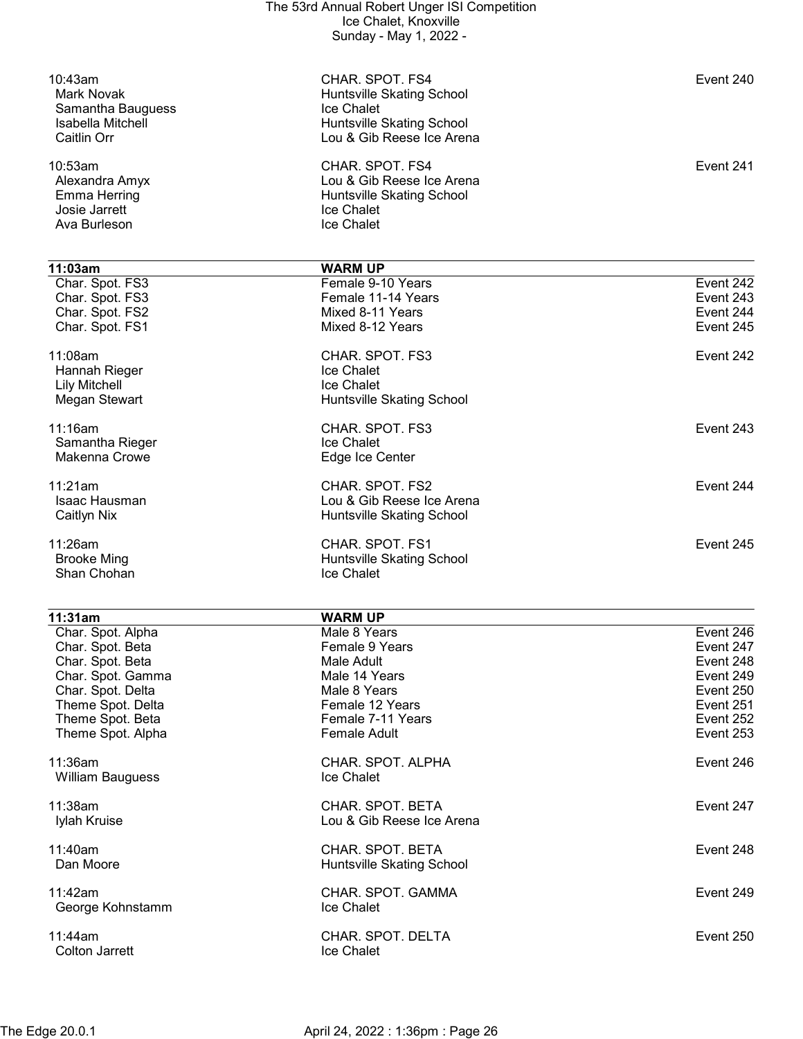10:43am | CHAR. SPOT. FS4 | Event 240
---|---|---
Mark Novak | Huntsville Skating School |
Samantha Bauguess | Ice Chalet |
Isabella Mitchell | Huntsville Skating School |
Caitlin Orr | Lou & Gib Reese Ice Arena |

| 10:53am | CHAR. SPOT. FS4 | Event 241 |
|---|---|---|
| Alexandra Amyx | Lou & Gib Reese Ice Arena | |
| Emma Herring | Huntsville Skating School | |
| Josie Jarrett | Ice Chalet | |
| Ava Burleson | Ice Chalet | |

| **11:03am** | **WARM UP** | |
|---|---|---|
| Char. Spot. FS3 | Female 9-10 Years | Event 242 |
| Char. Spot. FS3 | Female 11-14 Years | Event 243 |
| Char. Spot. FS2 | Mixed 8-11 Years | Event 244 |
| Char. Spot. FS1 | Mixed 8-12 Years | Event 245 |

| 11:08am | CHAR. SPOT. FS3 | Event 242 |
|---|---|---|
| Hannah Rieger | Ice Chalet | |
| Lily Mitchell | Ice Chalet | |
| Megan Stewart | Huntsville Skating School | |

| 11:16am | CHAR. SPOT. FS3 | Event 243 |
|---|---|---|
| Samantha Rieger | Ice Chalet | |
| Makenna Crowe | Edge Ice Center | |

| 11:21am | CHAR. SPOT. FS2 | Event 244 |
|---|---|---|
| Isaac Hausman | Lou & Gib Reese Ice Arena | |
| Caitlyn Nix | Huntsville Skating School | |

| 11:26am | CHAR. SPOT. FS1 | Event 245 |
|---|---|---|
| Brooke Ming | Huntsville Skating School | |
| Shan Chohan | Ice Chalet | |

| **11:31am** | **WARM UP** | |
|---|---|---|
| Char. Spot. Alpha | Male 8 Years | Event 246 |
| Char. Spot. Beta | Female 9 Years | Event 247 |
| Char. Spot. Beta | Male Adult | Event 248 |
| Char. Spot. Gamma | Male 14 Years | Event 249 |
| Char. Spot. Delta | Male 8 Years | Event 250 |
| Theme Spot. Delta | Female 12 Years | Event 251 |
| Theme Spot. Beta | Female 7-11 Years | Event 252 |
| Theme Spot. Alpha | Female Adult | Event 253 |

| 11:36am | CHAR. SPOT. ALPHA | Event 246 |
|---|---|---|
| William Bauguess | Ice Chalet | |

| 11:38am | CHAR. SPOT. BETA | Event 247 |
|---|---|---|
| Iylah Kruise | Lou & Gib Reese Ice Arena | |

| 11:40am | CHAR. SPOT. BETA | Event 248 |
|---|---|---|
| Dan Moore | Huntsville Skating School | |

| 11:42am | CHAR. SPOT. GAMMA | Event 249 |
|---|---|---|
| George Kohnstamm | Ice Chalet | |

| 11:44am | CHAR. SPOT. DELTA | Event 250 |
|---|---|---|
| Colton Jarrett | Ice Chalet | |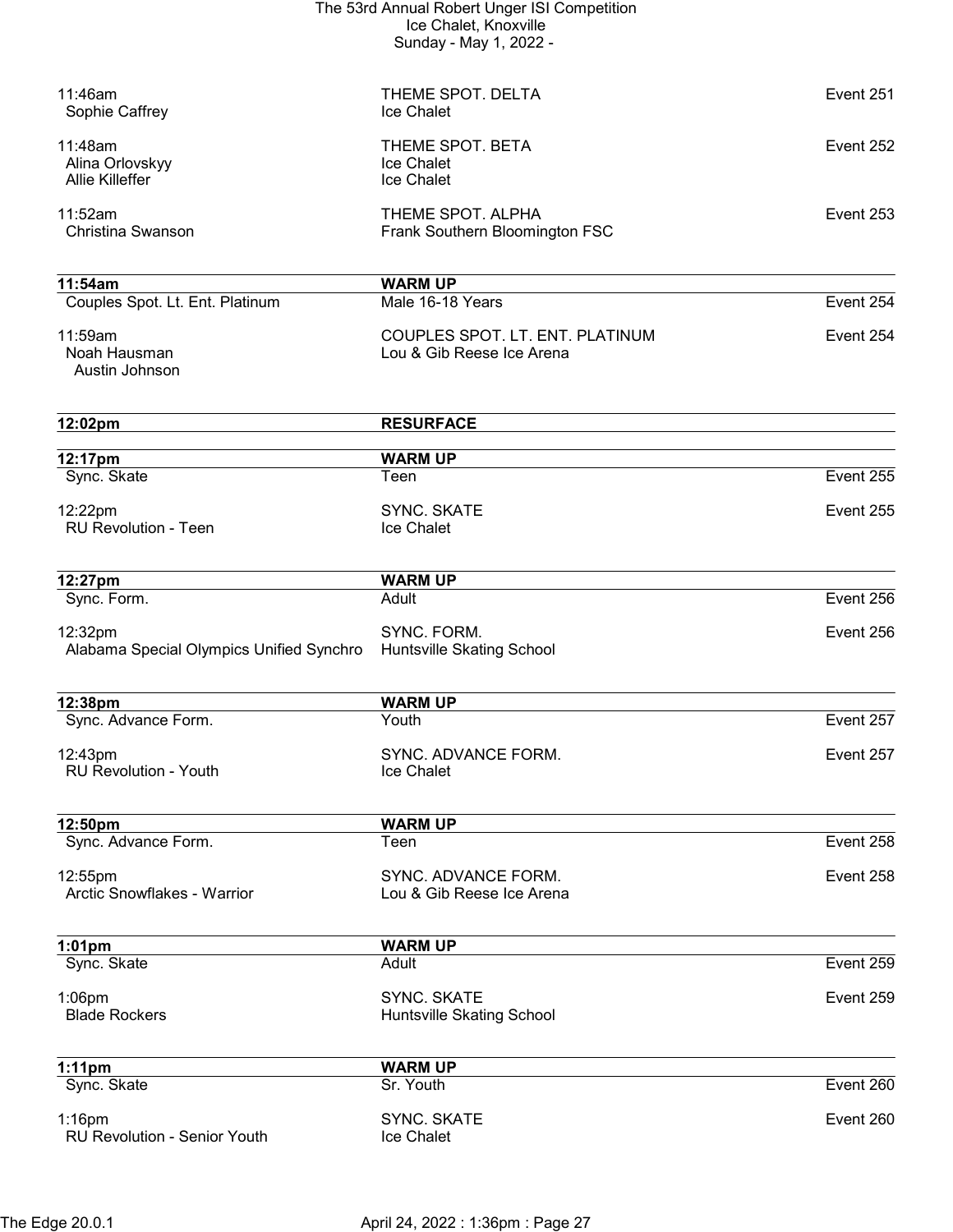11:46am THEME SPOT. DELTA Event 251
Sophie Caffrey Ice Chalet

11:48am THEME SPOT. BETA Event 252
Alina Orlovskyy Ice Chalet
Allie Killeffer Ice Chalet

11:52am THEME SPOT. ALPHA Event 253
Christina Swanson Frank Southern Bloomington FSC

---

**11:54am** **WARM UP**
Couples Spot. Lt. Ent. Platinum Male 16-18 Years Event 254

11:59am COUPLES SPOT. LT. ENT. PLATINUM Event 254
Noah Hausman Lou & Gib Reese Ice Arena
Austin Johnson

---

**12:02pm** **RESURFACE**

---

**12:17pm** **WARM UP**
Sync. Skate Teen Event 255

12:22pm SYNC. SKATE Event 255
RU Revolution - Teen Ice Chalet

---

**12:27pm** **WARM UP**
Sync. Form. Adult Event 256

12:32pm SYNC. FORM. Event 256
Alabama Special Olympics Unified Synchro Huntsville Skating School

---

**12:38pm** **WARM UP**
Sync. Advance Form. Youth Event 257

12:43pm SYNC. ADVANCE FORM. Event 257
RU Revolution - Youth Ice Chalet

---

**12:50pm** **WARM UP**
Sync. Advance Form. Teen Event 258

12:55pm SYNC. ADVANCE FORM. Event 258
Arctic Snowflakes - Warrior Lou & Gib Reese Ice Arena

---

**1:01pm** **WARM UP**
Sync. Skate Adult Event 259

1:06pm SYNC. SKATE Event 259
Blade Rockers Huntsville Skating School

---

**1:11pm** **WARM UP**
Sync. Skate Sr. Youth Event 260

1:16pm SYNC. SKATE Event 260
RU Revolution - Senior Youth Ice Chalet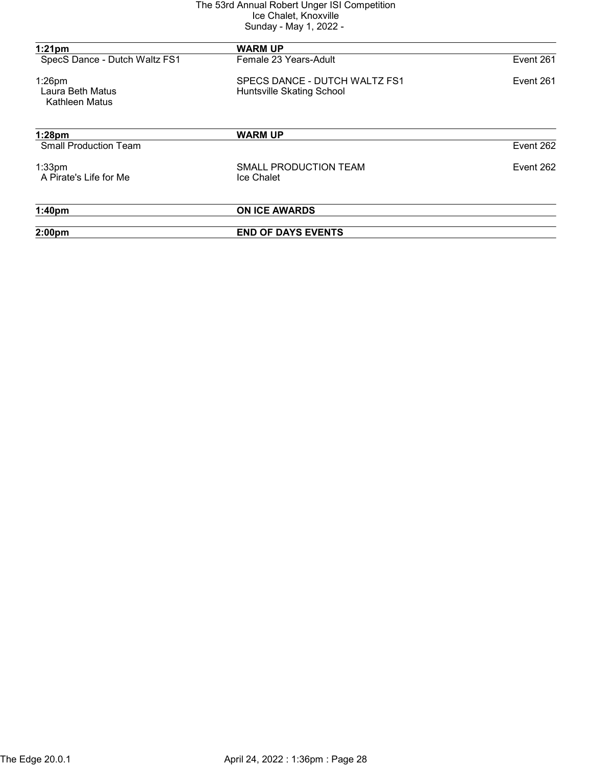| | | |
|---|---|---|
| **1:21pm** | **WARM UP** | |
| SpecS Dance - Dutch Waltz FS1 | Female 23 Years-Adult | Event 261 |
| 1:26pm | SPECS DANCE - DUTCH WALTZ FS1 | Event 261 |
| Laura Beth Matus<br>Kathleen Matus | Huntsville Skating School | |

| | | |
|---|---|---|
| **1:28pm** | **WARM UP** | |
| Small Production Team | | Event 262 |
| 1:33pm | SMALL PRODUCTION TEAM | Event 262 |
| A Pirate's Life for Me | Ice Chalet | |

| | |
|---|---|
| **1:40pm** | **ON ICE AWARDS** |
| **2:00pm** | **END OF DAYS EVENTS** |